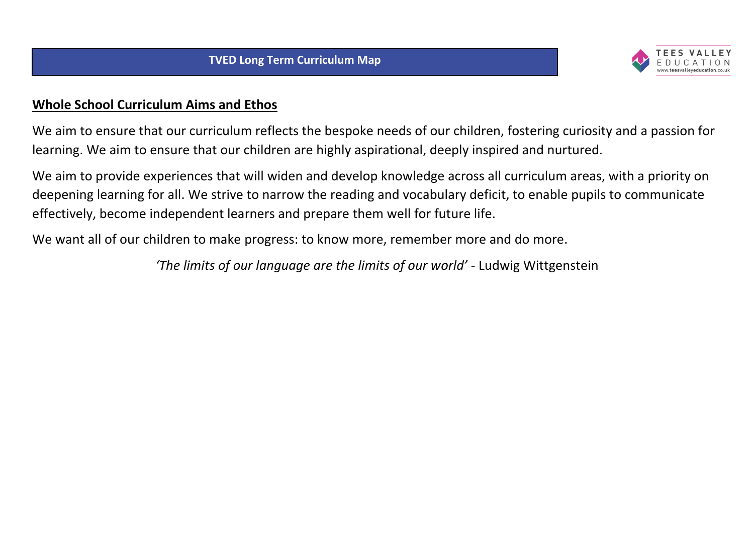# TVED Long Term Curriculum Map

TEES VALLEY EDUCATION
www.teesvalleyeducation.co.uk

## Whole School Curriculum Aims and Ethos

We aim to ensure that our curriculum reflects the bespoke needs of our children, fostering curiosity and a passion for learning. We aim to ensure that our children are highly aspirational, deeply inspired and nurtured.

We aim to provide experiences that will widen and develop knowledge across all curriculum areas, with a priority on deepening learning for all. We strive to narrow the reading and vocabulary deficit, to enable pupils to communicate effectively, become independent learners and prepare them well for future life.

We want all of our children to make progress: to know more, remember more and do more.

*'The limits of our language are the limits of our world'* - Ludwig Wittgenstein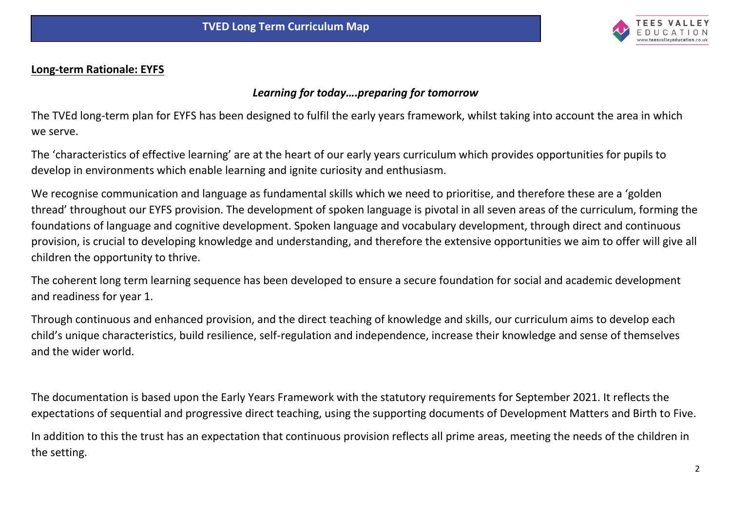## Long-term Rationale: EYFS

***Learning for today….preparing for tomorrow***

The TVEd long-term plan for EYFS has been designed to fulfil the early years framework, whilst taking into account the area in which we serve.

The 'characteristics of effective learning' are at the heart of our early years curriculum which provides opportunities for pupils to develop in environments which enable learning and ignite curiosity and enthusiasm.

We recognise communication and language as fundamental skills which we need to prioritise, and therefore these are a 'golden thread' throughout our EYFS provision. The development of spoken language is pivotal in all seven areas of the curriculum, forming the foundations of language and cognitive development. Spoken language and vocabulary development, through direct and continuous provision, is crucial to developing knowledge and understanding, and therefore the extensive opportunities we aim to offer will give all children the opportunity to thrive.

The coherent long term learning sequence has been developed to ensure a secure foundation for social and academic development and readiness for year 1.

Through continuous and enhanced provision, and the direct teaching of knowledge and skills, our curriculum aims to develop each child's unique characteristics, build resilience, self-regulation and independence, increase their knowledge and sense of themselves and the wider world.

The documentation is based upon the Early Years Framework with the statutory requirements for September 2021. It reflects the expectations of sequential and progressive direct teaching, using the supporting documents of Development Matters and Birth to Five.

In addition to this the trust has an expectation that continuous provision reflects all prime areas, meeting the needs of the children in the setting.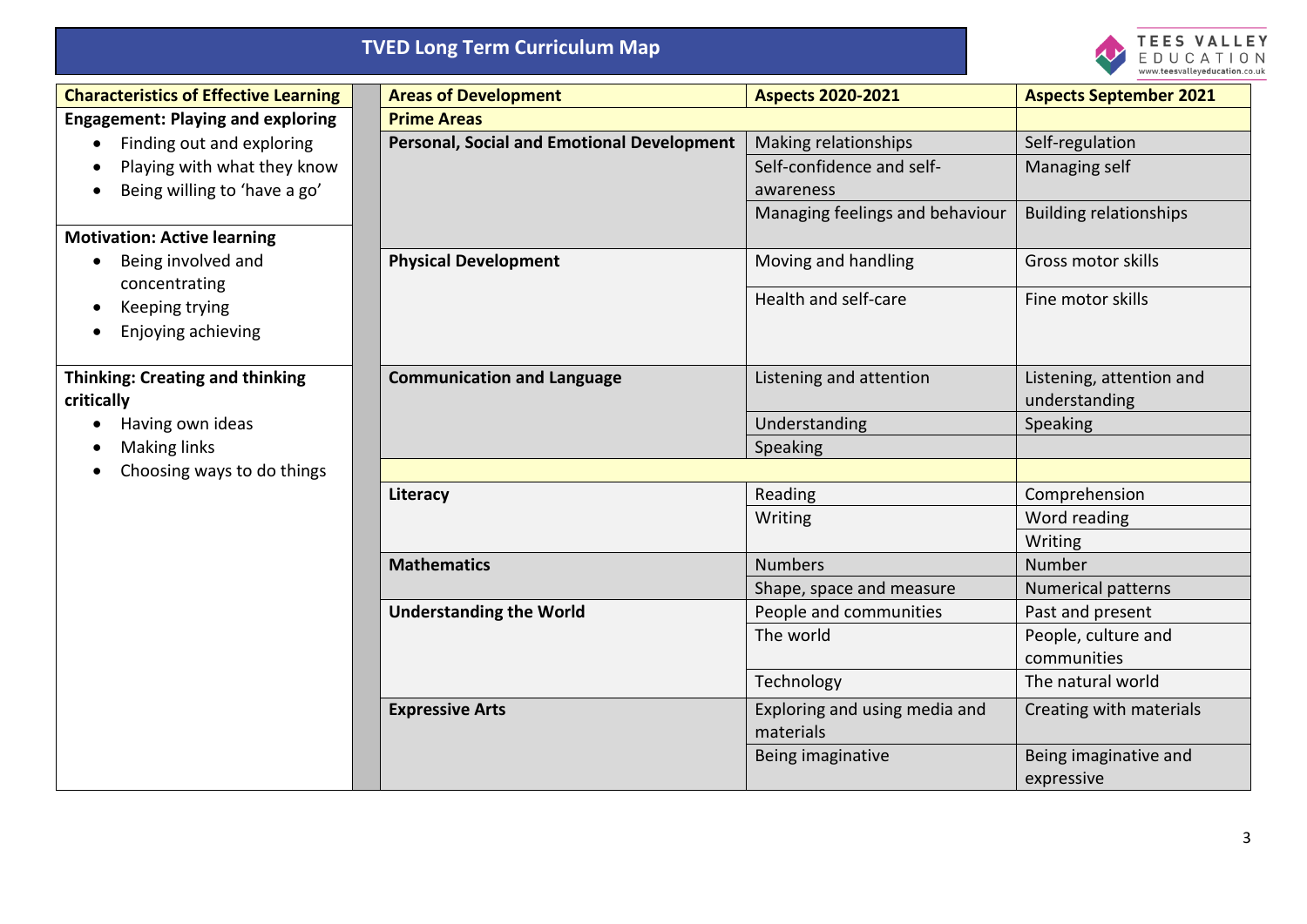# TVED Long Term Curriculum Map

| Characteristics of Effective Learning |
|---|
| **Engagement: Playing and exploring** <br> • Finding out and exploring <br> • Playing with what they know <br> • Being willing to 'have a go' |
| **Motivation: Active learning** <br> • Being involved and concentrating <br> • Keeping trying <br> • Enjoying achieving |
| **Thinking: Creating and thinking critically** <br> • Having own ideas <br> • Making links <br> • Choosing ways to do things |

| Areas of Development | Aspects 2020-2021 | Aspects September 2021 |
|---|---|---|
| **Prime Areas** | | |
| **Personal, Social and Emotional Development** | Making relationships | Self-regulation |
| | Self-confidence and self-awareness | Managing self |
| | Managing feelings and behaviour | Building relationships |
| **Physical Development** | Moving and handling | Gross motor skills |
| | Health and self-care | Fine motor skills |
| **Communication and Language** | Listening and attention | Listening, attention and understanding |
| | Understanding | Speaking |
| | Speaking | |
| | | |
| **Literacy** | Reading | Comprehension |
| | Writing | Word reading |
| | | Writing |
| **Mathematics** | Numbers | Number |
| | Shape, space and measure | Numerical patterns |
| **Understanding the World** | People and communities | Past and present |
| | The world | People, culture and communities |
| | Technology | The natural world |
| **Expressive Arts** | Exploring and using media and materials | Creating with materials |
| | Being imaginative | Being imaginative and expressive |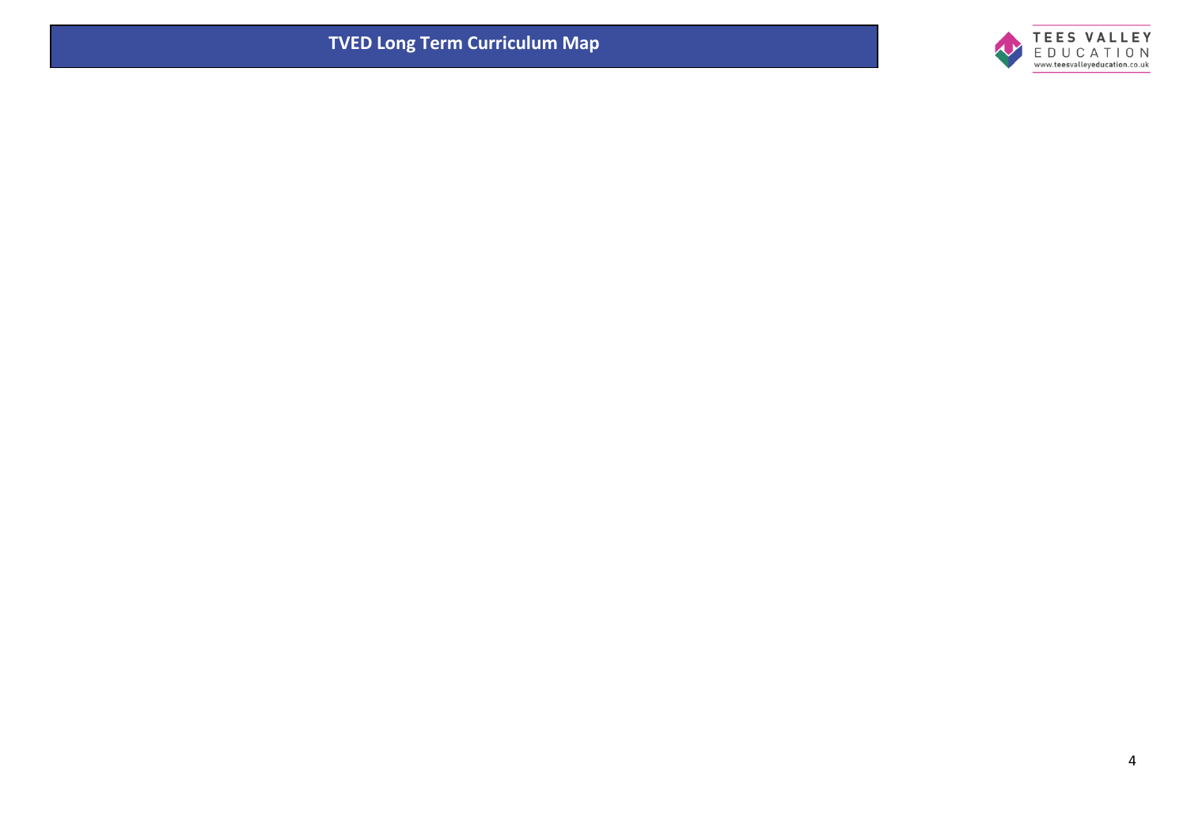# TVED Long Term Curriculum Map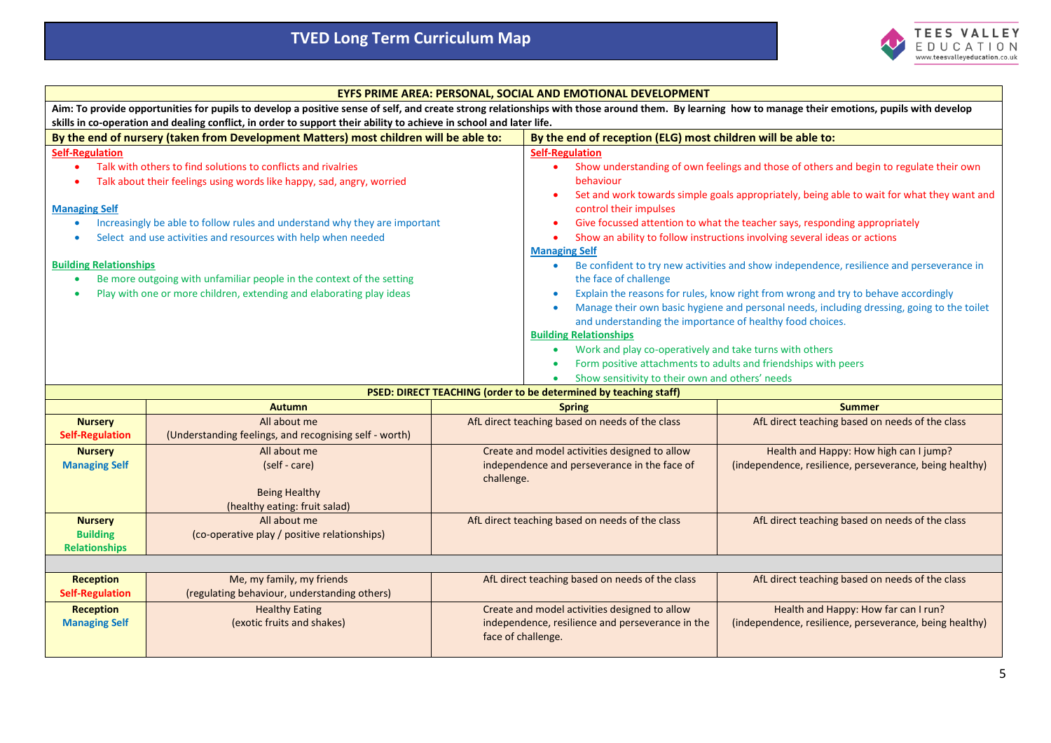# TVED Long Term Curriculum Map

## EYFS PRIME AREA: PERSONAL, SOCIAL AND EMOTIONAL DEVELOPMENT

**Aim: To provide opportunities for pupils to develop a positive sense of self, and create strong relationships with those around them. By learning how to manage their emotions, pupils with develop skills in co-operation and dealing conflict, in order to support their ability to achieve in school and later life.**

### By the end of nursery (taken from Development Matters) most children will be able to:

**Self-Regulation**

- Talk with others to find solutions to conflicts and rivalries
- Talk about their feelings using words like happy, sad, angry, worried

**Managing Self**

- Increasingly be able to follow rules and understand why they are important
- Select and use activities and resources with help when needed

**Building Relationships**

- Be more outgoing with unfamiliar people in the context of the setting
- Play with one or more children, extending and elaborating play ideas

### By the end of reception (ELG) most children will be able to:

**Self-Regulation**

- Show understanding of own feelings and those of others and begin to regulate their own behaviour
- Set and work towards simple goals appropriately, being able to wait for what they want and control their impulses
- Give focussed attention to what the teacher says, responding appropriately
- Show an ability to follow instructions involving several ideas or actions

**Managing Self**

- Be confident to try new activities and show independence, resilience and perseverance in the face of challenge
- Explain the reasons for rules, know right from wrong and try to behave accordingly
- Manage their own basic hygiene and personal needs, including dressing, going to the toilet and understanding the importance of healthy food choices.

**Building Relationships**

- Work and play co-operatively and take turns with others
- Form positive attachments to adults and friendships with peers
- Show sensitivity to their own and others' needs

## PSED: DIRECT TEACHING (order to be determined by teaching staff)

| | Autumn | Spring | Summer |
|---|---|---|---|
| **Nursery Self-Regulation** | All about me (Understanding feelings, and recognising self - worth) | AfL direct teaching based on needs of the class | AfL direct teaching based on needs of the class |
| **Nursery Managing Self** | All about me (self - care)<br><br>Being Healthy (healthy eating: fruit salad) | Create and model activities designed to allow independence and perseverance in the face of challenge. | Health and Happy: How high can I jump? (independence, resilience, perseverance, being healthy) |
| **Nursery Building Relationships** | All about me (co-operative play / positive relationships) | AfL direct teaching based on needs of the class | AfL direct teaching based on needs of the class |
| | | | |
| **Reception Self-Regulation** | Me, my family, my friends (regulating behaviour, understanding others) | AfL direct teaching based on needs of the class | AfL direct teaching based on needs of the class |
| **Reception Managing Self** | Healthy Eating (exotic fruits and shakes) | Create and model activities designed to allow independence, resilience and perseverance in the face of challenge. | Health and Happy: How far can I run? (independence, resilience, perseverance, being healthy) |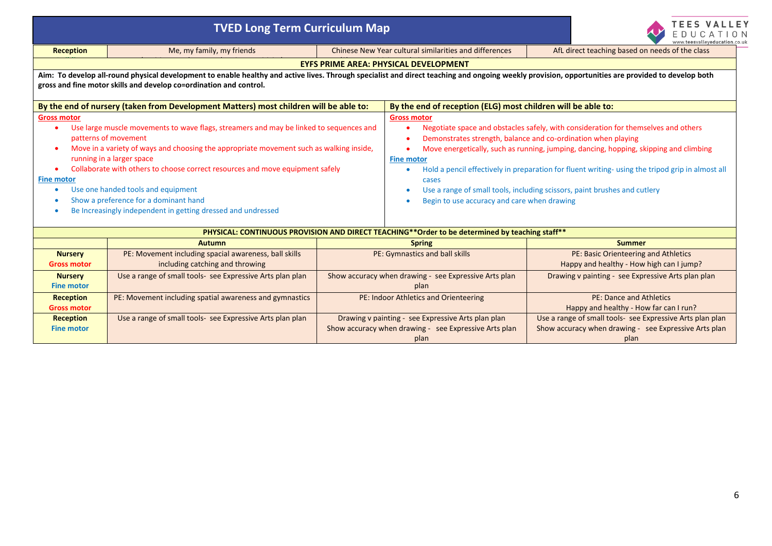# TVED Long Term Curriculum Map

| Reception | Me, my family, my friends | Chinese New Year cultural similarities and differences | AfL direct teaching based on needs of the class |
|---|---|---|---|

## EYFS PRIME AREA: PHYSICAL DEVELOPMENT

**Aim: To develop all-round physical development to enable healthy and active lives. Through specialist and direct teaching and ongoing weekly provision, opportunities are provided to develop both gross and fine motor skills and develop co=ordination and control.**

### By the end of nursery (taken from Development Matters) most children will be able to:

**Gross motor**

- Use large muscle movements to wave flags, streamers and may be linked to sequences and patterns of movement
- Move in a variety of ways and choosing the appropriate movement such as walking inside, running in a larger space
- Collaborate with others to choose correct resources and move equipment safely

**Fine motor**

- Use one handed tools and equipment
- Show a preference for a dominant hand
- Be Increasingly independent in getting dressed and undressed

### By the end of reception (ELG) most children will be able to:

**Gross motor**

- Negotiate space and obstacles safely, with consideration for themselves and others
- Demonstrates strength, balance and co-ordination when playing
- Move energetically, such as running, jumping, dancing, hopping, skipping and climbing

**Fine motor**

- Hold a pencil effectively in preparation for fluent writing- using the tripod grip in almost all cases
- Use a range of small tools, including scissors, paint brushes and cutlery
- Begin to use accuracy and care when drawing

### PHYSICAL: CONTINUOUS PROVISION AND DIRECT TEACHING**Order to be determined by teaching staff**

| | Autumn | Spring | Summer |
|---|---|---|---|
| **Nursery** **Gross motor** | PE: Movement including spacial awareness, ball skills including catching and throwing | PE: Gymnastics and ball skills | PE: Basic Orienteering and Athletics<br>Happy and healthy - How high can I jump? |
| **Nursery** **Fine motor** | Use a range of small tools- see Expressive Arts plan plan | Show accuracy when drawing - see Expressive Arts plan plan | Drawing v painting - see Expressive Arts plan plan |
| **Reception** **Gross motor** | PE: Movement including spatial awareness and gymnastics | PE: Indoor Athletics and Orienteering | PE: Dance and Athletics<br>Happy and healthy - How far can I run? |
| **Reception** **Fine motor** | Use a range of small tools- see Expressive Arts plan plan | Drawing v painting - see Expressive Arts plan plan<br>Show accuracy when drawing - see Expressive Arts plan plan | Use a range of small tools- see Expressive Arts plan plan<br>Show accuracy when drawing - see Expressive Arts plan plan |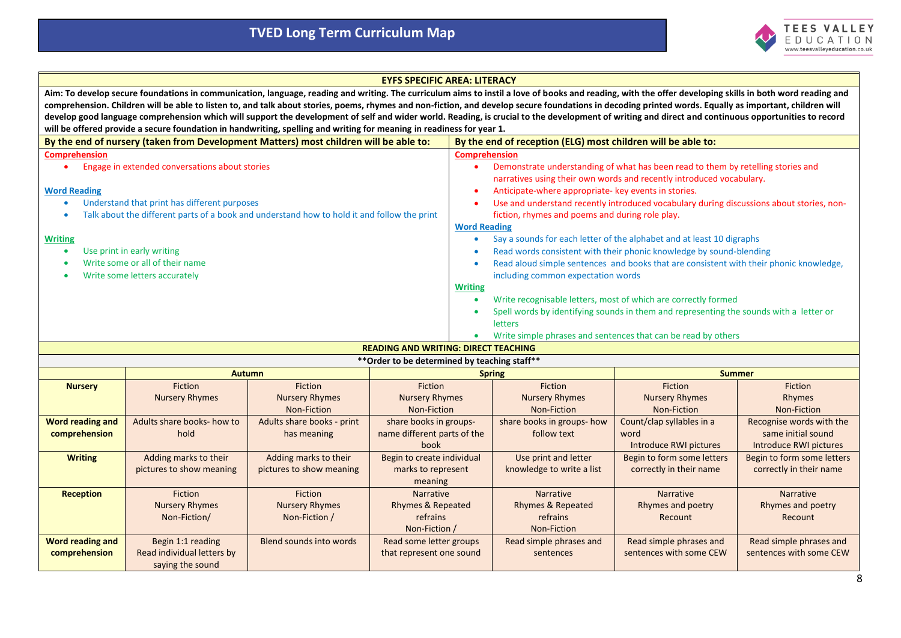# TVED Long Term Curriculum Map

## EYFS SPECIFIC AREA: LITERACY

**Aim: To develop secure foundations in communication, language, reading and writing. The curriculum aims to instil a love of books and reading, with the offer developing skills in both word reading and comprehension. Children will be able to listen to, and talk about stories, poems, rhymes and non-fiction, and develop secure foundations in decoding printed words. Equally as important, children will develop good language comprehension which will support the development of self and wider world. Reading, is crucial to the development of writing and direct and continuous opportunities to record will be offered provide a secure foundation in handwriting, spelling and writing for meaning in readiness for year 1.**

### By the end of nursery (taken from Development Matters) most children will be able to:

**Comprehension**

- Engage in extended conversations about stories

**Word Reading**

- Understand that print has different purposes
- Talk about the different parts of a book and understand how to hold it and follow the print

**Writing**

- Use print in early writing
- Write some or all of their name
- Write some letters accurately

### By the end of reception (ELG) most children will be able to:

**Comprehension**

- Demonstrate understanding of what has been read to them by retelling stories and narratives using their own words and recently introduced vocabulary.
- Anticipate-where appropriate- key events in stories.
- Use and understand recently introduced vocabulary during discussions about stories, non-fiction, rhymes and poems and during role play.

**Word Reading**

- Say a sounds for each letter of the alphabet and at least 10 digraphs
- Read words consistent with their phonic knowledge by sound-blending
- Read aloud simple sentences and books that are consistent with their phonic knowledge, including common expectation words

**Writing**

- Write recognisable letters, most of which are correctly formed
- Spell words by identifying sounds in them and representing the sounds with a letter or letters
- Write simple phrases and sentences that can be read by others

## READING AND WRITING: DIRECT TEACHING

**Order to be determined by teaching staff**

| | Autumn | | Spring | | Summer | |
|---|---|---|---|---|---|---|
| **Nursery** | Fiction<br>Nursery Rhymes | Fiction<br>Nursery Rhymes<br>Non-Fiction | Fiction<br>Nursery Rhymes<br>Non-Fiction | Fiction<br>Nursery Rhymes<br>Non-Fiction | Fiction<br>Nursery Rhymes<br>Non-Fiction | Fiction<br>Rhymes<br>Non-Fiction |
| **Word reading and comprehension** | Adults share books- how to hold | Adults share books - print has meaning | share books in groups- name different parts of the book | share books in groups- how follow text | Count/clap syllables in a word<br>Introduce RWI pictures | Recognise words with the same initial sound<br>Introduce RWI pictures |
| **Writing** | Adding marks to their pictures to show meaning | Adding marks to their pictures to show meaning | Begin to create individual marks to represent meaning | Use print and letter knowledge to write a list | Begin to form some letters correctly in their name | Begin to form some letters correctly in their name |
| **Reception** | Fiction<br>Nursery Rhymes<br>Non-Fiction/ | Fiction<br>Nursery Rhymes<br>Non-Fiction / | Narrative<br>Rhymes & Repeated refrains<br>Non-Fiction / | Narrative<br>Rhymes & Repeated refrains<br>Non-Fiction | Narrative<br>Rhymes and poetry<br>Recount | Narrative<br>Rhymes and poetry<br>Recount |
| **Word reading and comprehension** | Begin 1:1 reading<br>Read individual letters by saying the sound | Blend sounds into words | Read some letter groups that represent one sound | Read simple phrases and sentences | Read simple phrases and sentences with some CEW | Read simple phrases and sentences with some CEW |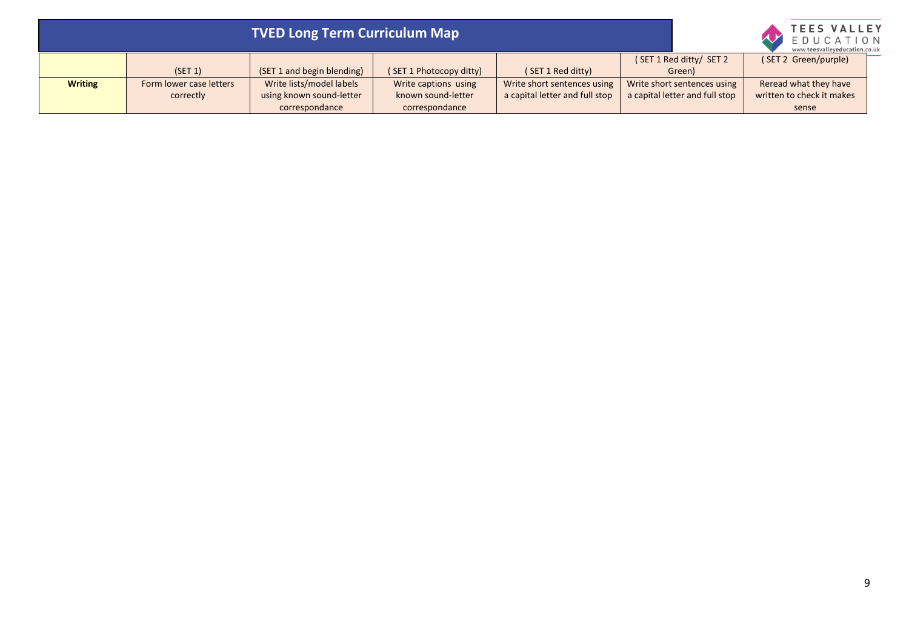# TVED Long Term Curriculum Map

| | | | | | | |
|---|---|---|---|---|---|---|
| | (SET 1) | (SET 1 and begin blending) | ( SET 1 Photocopy ditty) | ( SET 1 Red ditty) | ( SET 1 Red ditty/ SET 2 Green) | ( SET 2 Green/purple) |
| **Writing** | Form lower case letters correctly | Write lists/model labels using known sound-letter correspondance | Write captions using known sound-letter correspondance | Write short sentences using a capital letter and full stop | Write short sentences using a capital letter and full stop | Reread what they have written to check it makes sense |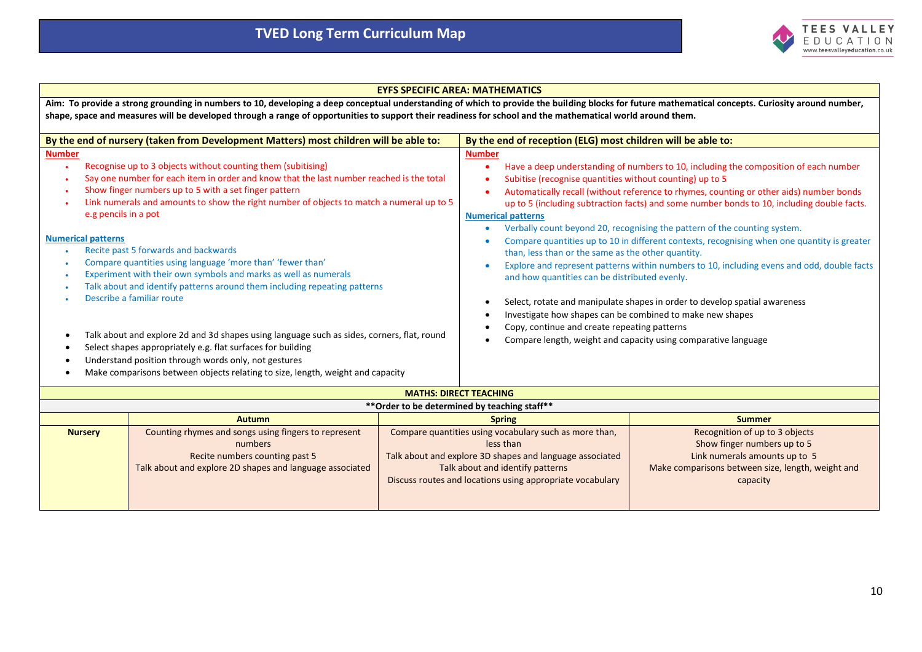# TVED Long Term Curriculum Map

## EYFS SPECIFIC AREA: MATHEMATICS

**Aim: To provide a strong grounding in numbers to 10, developing a deep conceptual understanding of which to provide the building blocks for future mathematical concepts. Curiosity around number, shape, space and measures will be developed through a range of opportunities to support their readiness for school and the mathematical world around them.**

### By the end of nursery (taken from Development Matters) most children will be able to:

**Number**

- Recognise up to 3 objects without counting them (subitising)
- Say one number for each item in order and know that the last number reached is the total
- Show finger numbers up to 5 with a set finger pattern
- Link numerals and amounts to show the right number of objects to match a numeral up to 5 e.g pencils in a pot

**Numerical patterns**

- Recite past 5 forwards and backwards
- Compare quantities using language 'more than' 'fewer than'
- Experiment with their own symbols and marks as well as numerals
- Talk about and identify patterns around them including repeating patterns
- Describe a familiar route

- Talk about and explore 2d and 3d shapes using language such as sides, corners, flat, round
- Select shapes appropriately e.g. flat surfaces for building
- Understand position through words only, not gestures
- Make comparisons between objects relating to size, length, weight and capacity

### By the end of reception (ELG) most children will be able to:

**Number**

- Have a deep understanding of numbers to 10, including the composition of each number
- Subitise (recognise quantities without counting) up to 5
- Automatically recall (without reference to rhymes, counting or other aids) number bonds up to 5 (including subtraction facts) and some number bonds to 10, including double facts.

**Numerical patterns**

- Verbally count beyond 20, recognising the pattern of the counting system.
- Compare quantities up to 10 in different contexts, recognising when one quantity is greater than, less than or the same as the other quantity.
- Explore and represent patterns within numbers to 10, including evens and odd, double facts and how quantities can be distributed evenly.

- Select, rotate and manipulate shapes in order to develop spatial awareness
- Investigate how shapes can be combined to make new shapes
- Copy, continue and create repeating patterns
- Compare length, weight and capacity using comparative language

## MATHS: DIRECT TEACHING

**\*\*Order to be determined by teaching staff\*\***

| | Autumn | Spring | Summer |
|---|---|---|---|
| **Nursery** | Counting rhymes and songs using fingers to represent numbers<br>Recite numbers counting past 5<br>Talk about and explore 2D shapes and language associated | Compare quantities using vocabulary such as more than, less than<br>Talk about and explore 3D shapes and language associated<br>Talk about and identify patterns<br>Discuss routes and locations using appropriate vocabulary | Recognition of up to 3 objects<br>Show finger numbers up to 5<br>Link numerals amounts up to 5<br>Make comparisons between size, length, weight and capacity |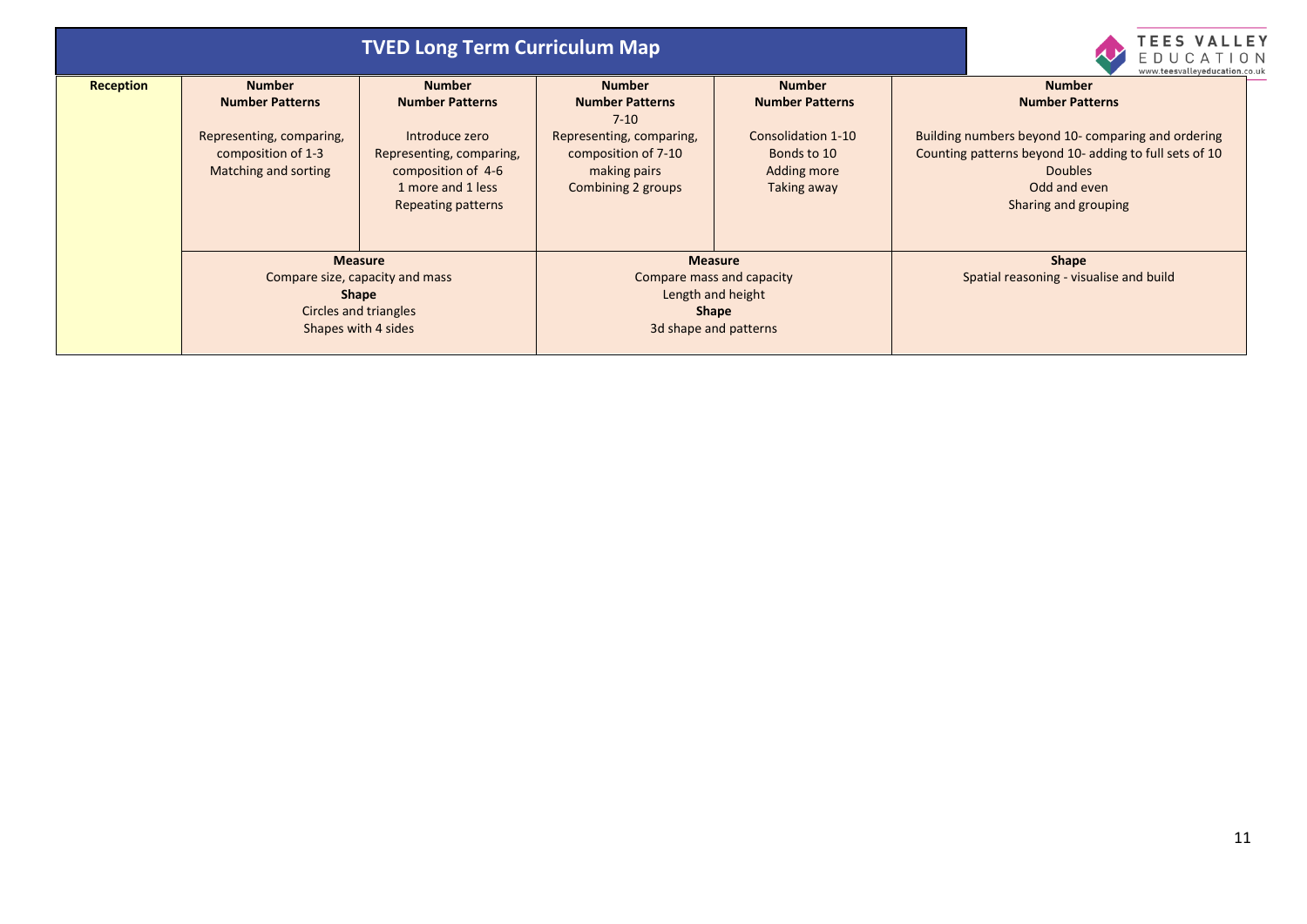# TVED Long Term Curriculum Map

| | | | | | |
|---|---|---|---|---|---|
| **Reception** | **Number**<br>**Number Patterns**<br><br>Representing, comparing, composition of 1-3<br>Matching and sorting | **Number**<br>**Number Patterns**<br><br>Introduce zero<br>Representing, comparing, composition of 4-6<br>1 more and 1 less<br>Repeating patterns | **Number**<br>**Number Patterns**<br>7-10<br>Representing, comparing, composition of 7-10<br>making pairs<br>Combining 2 groups | **Number**<br>**Number Patterns**<br><br>Consolidation 1-10<br>Bonds to 10<br>Adding more<br>Taking away | **Number**<br>**Number Patterns**<br><br>Building numbers beyond 10- comparing and ordering<br>Counting patterns beyond 10- adding to full sets of 10<br>Doubles<br>Odd and even<br>Sharing and grouping |
| | **Measure**<br>Compare size, capacity and mass<br>**Shape**<br>Circles and triangles<br>Shapes with 4 sides | | **Measure**<br>Compare mass and capacity<br>Length and height<br>**Shape**<br>3d shape and patterns | | **Shape**<br>Spatial reasoning - visualise and build |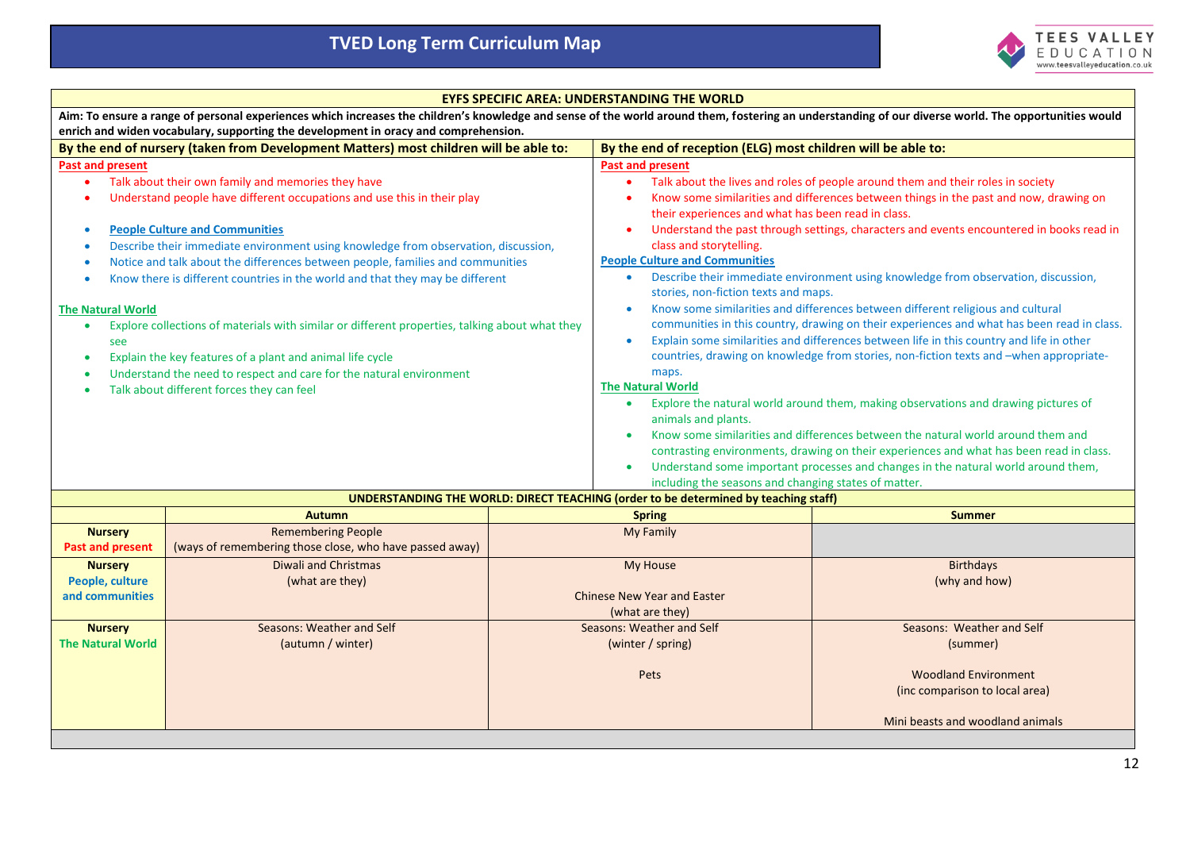# TVED Long Term Curriculum Map

## EYFS SPECIFIC AREA: UNDERSTANDING THE WORLD

**Aim: To ensure a range of personal experiences which increases the children's knowledge and sense of the world around them, fostering an understanding of our diverse world. The opportunities would enrich and widen vocabulary, supporting the development in oracy and comprehension.**

| By the end of nursery (taken from Development Matters) most children will be able to: | By the end of reception (ELG) most children will be able to: |
|---|---|
| **Past and present**<br>• Talk about their own family and memories they have<br>• Understand people have different occupations and use this in their play<br><br>• **People Culture and Communities**<br>• Describe their immediate environment using knowledge from observation, discussion,<br>• Notice and talk about the differences between people, families and communities<br>• Know there is different countries in the world and that they may be different<br><br>**The Natural World**<br>• Explore collections of materials with similar or different properties, talking about what they see<br>• Explain the key features of a plant and animal life cycle<br>• Understand the need to respect and care for the natural environment<br>• Talk about different forces they can feel | **Past and present**<br>• Talk about the lives and roles of people around them and their roles in society<br>• Know some similarities and differences between things in the past and now, drawing on their experiences and what has been read in class.<br>• Understand the past through settings, characters and events encountered in books read in class and storytelling.<br>**People Culture and Communities**<br>• Describe their immediate environment using knowledge from observation, discussion, stories, non-fiction texts and maps.<br>• Know some similarities and differences between different religious and cultural communities in this country, drawing on their experiences and what has been read in class.<br>• Explain some similarities and differences between life in this country and life in other countries, drawing on knowledge from stories, non-fiction texts and –when appropriate- maps.<br>**The Natural World**<br>• Explore the natural world around them, making observations and drawing pictures of animals and plants.<br>• Know some similarities and differences between the natural world around them and contrasting environments, drawing on their experiences and what has been read in class.<br>• Understand some important processes and changes in the natural world around them, including the seasons and changing states of matter. |

### UNDERSTANDING THE WORLD: DIRECT TEACHING (order to be determined by teaching staff)

| | Autumn | Spring | Summer |
|---|---|---|---|
| **Nursery**<br>**Past and present** | Remembering People<br>(ways of remembering those close, who have passed away) | My Family | |
| **Nursery**<br>**People, culture and communities** | Diwali and Christmas<br>(what are they) | My House<br><br>Chinese New Year and Easter<br>(what are they) | Birthdays<br>(why and how) |
| **Nursery**<br>**The Natural World** | Seasons: Weather and Self<br>(autumn / winter) | Seasons: Weather and Self<br>(winter / spring)<br><br>Pets | Seasons: Weather and Self<br>(summer)<br><br>Woodland Environment<br>(inc comparison to local area)<br><br>Mini beasts and woodland animals |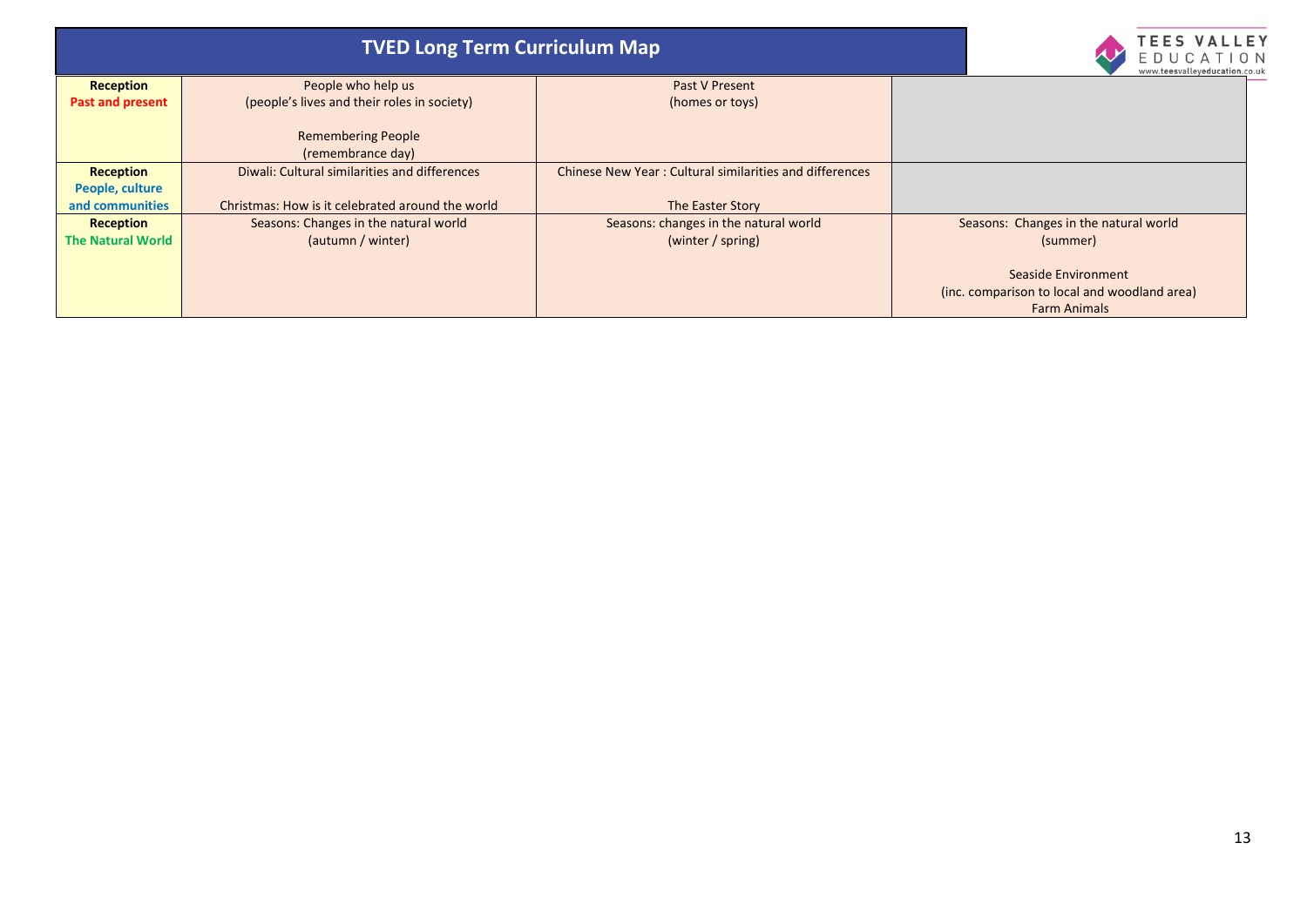# TVED Long Term Curriculum Map

| | | | |
|---|---|---|---|
| **Reception** **Past and present** | People who help us (people's lives and their roles in society)<br><br>Remembering People (remembrance day) | Past V Present (homes or toys) | |
| **Reception** **People, culture and communities** | Diwali: Cultural similarities and differences<br><br>Christmas: How is it celebrated around the world | Chinese New Year : Cultural similarities and differences<br><br>The Easter Story | |
| **Reception** **The Natural World** | Seasons: Changes in the natural world (autumn / winter) | Seasons: changes in the natural world (winter / spring) | Seasons: Changes in the natural world (summer)<br><br>Seaside Environment (inc. comparison to local and woodland area) Farm Animals |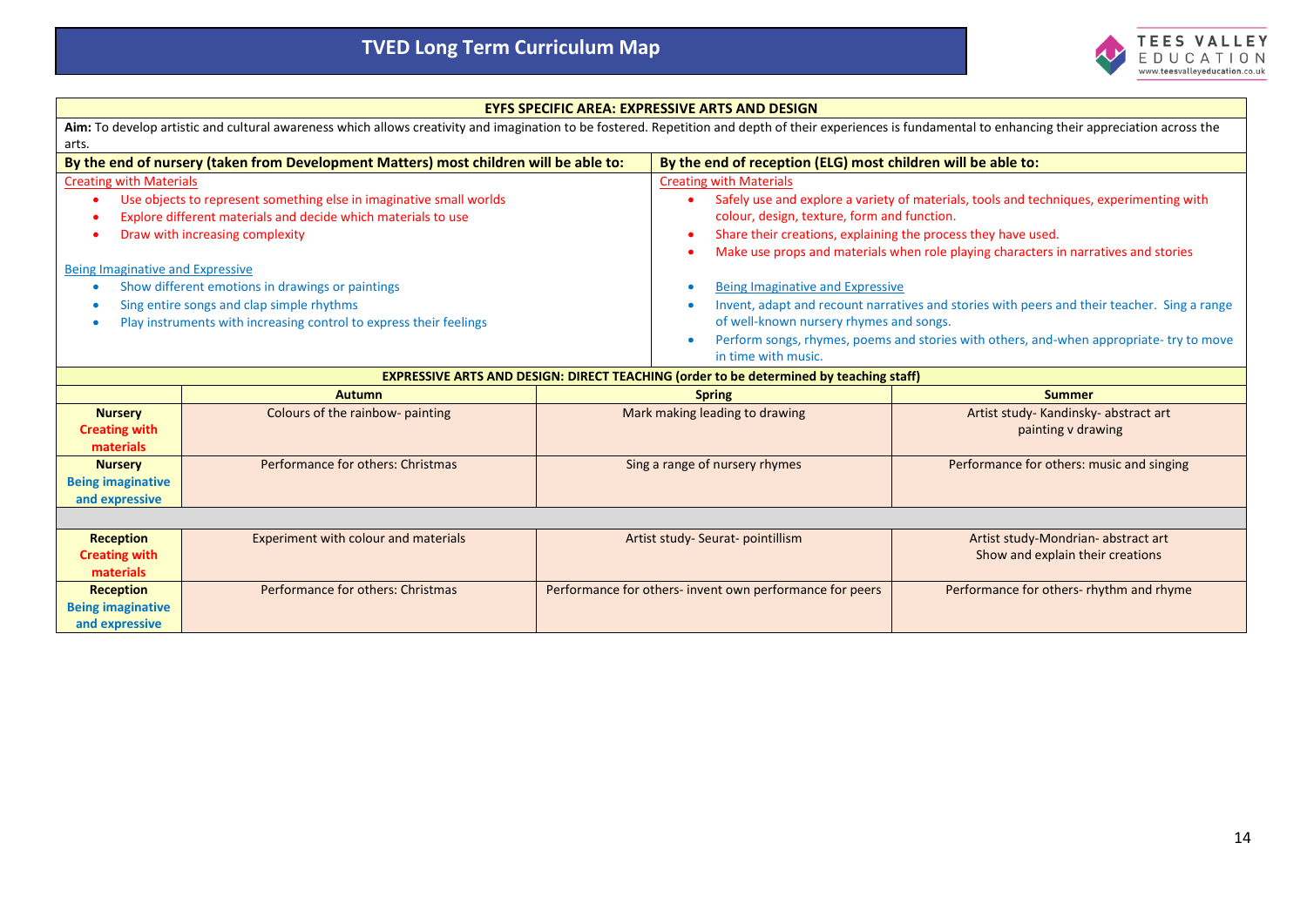# TVED Long Term Curriculum Map

## EYFS SPECIFIC AREA: EXPRESSIVE ARTS AND DESIGN

**Aim:** To develop artistic and cultural awareness which allows creativity and imagination to be fostered. Repetition and depth of their experiences is fundamental to enhancing their appreciation across the arts.

| By the end of nursery (taken from Development Matters) most children will be able to: | By the end of reception (ELG) most children will be able to: |
|---|---|
| Creating with Materials<br>• Use objects to represent something else in imaginative small worlds<br>• Explore different materials and decide which materials to use<br>• Draw with increasing complexity<br><br>Being Imaginative and Expressive<br>• Show different emotions in drawings or paintings<br>• Sing entire songs and clap simple rhythms<br>• Play instruments with increasing control to express their feelings | Creating with Materials<br>• Safely use and explore a variety of materials, tools and techniques, experimenting with colour, design, texture, form and function.<br>• Share their creations, explaining the process they have used.<br>• Make use props and materials when role playing characters in narratives and stories<br><br>• Being Imaginative and Expressive<br>• Invent, adapt and recount narratives and stories with peers and their teacher. Sing a range of well-known nursery rhymes and songs.<br>• Perform songs, rhymes, poems and stories with others, and-when appropriate- try to move in time with music. |

## EXPRESSIVE ARTS AND DESIGN: DIRECT TEACHING (order to be determined by teaching staff)

| | Autumn | Spring | Summer |
|---|---|---|---|
| **Nursery Creating with materials** | Colours of the rainbow- painting | Mark making leading to drawing | Artist study- Kandinsky- abstract art<br>painting v drawing |
| **Nursery Being imaginative and expressive** | Performance for others: Christmas | Sing a range of nursery rhymes | Performance for others: music and singing |
| | | | |
| **Reception Creating with materials** | Experiment with colour and materials | Artist study- Seurat- pointillism | Artist study-Mondrian- abstract art<br>Show and explain their creations |
| **Reception Being imaginative and expressive** | Performance for others: Christmas | Performance for others- invent own performance for peers | Performance for others- rhythm and rhyme |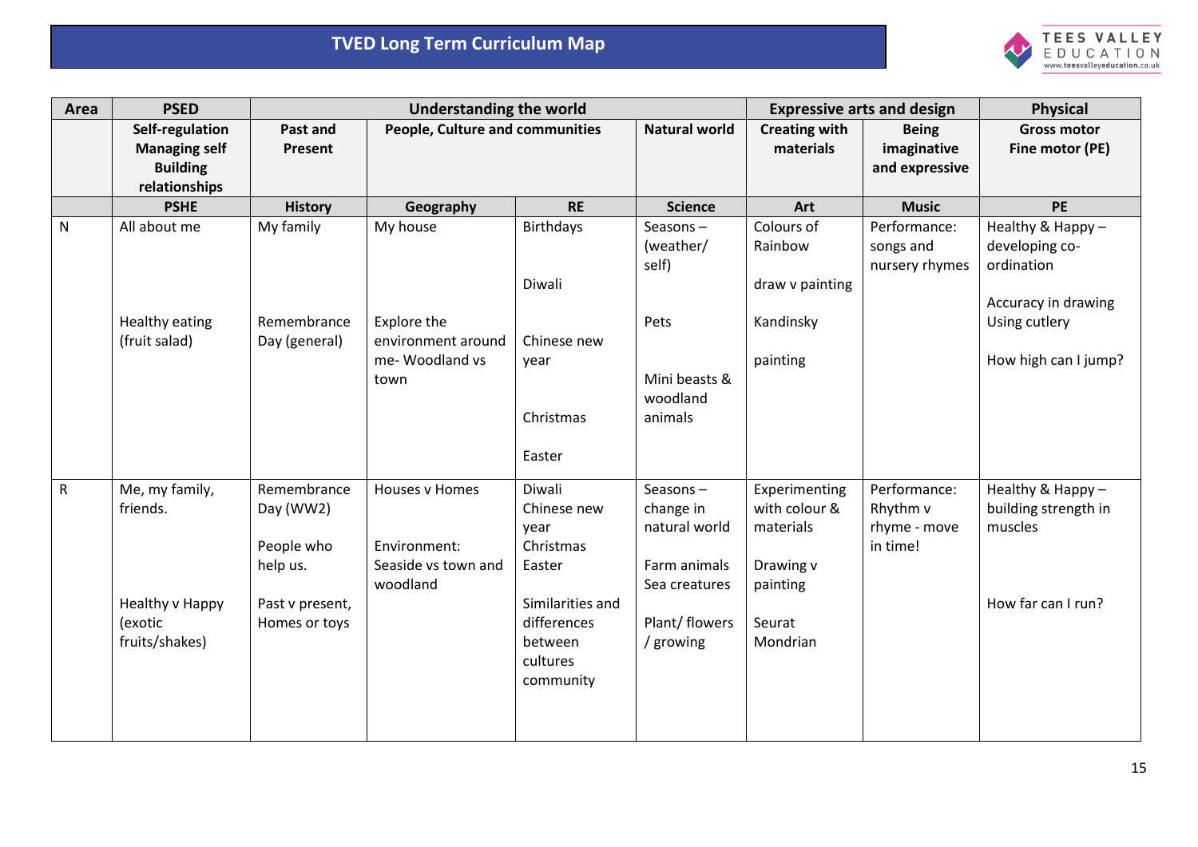# TVED Long Term Curriculum Map

| Area | PSED | Understanding the world | | | | Expressive arts and design | | Physical |
|---|---|---|---|---|---|---|---|---|
| | Self-regulation Managing self Building relationships | Past and Present | People, Culture and communities | | Natural world | Creating with materials | Being imaginative and expressive | Gross motor Fine motor (PE) |
| | **PSHE** | **History** | **Geography** | **RE** | **Science** | **Art** | **Music** | **PE** |
| N | All about me<br><br>Healthy eating (fruit salad) | My family<br><br>Remembrance Day (general) | My house<br><br>Explore the environment around me- Woodland vs town | Birthdays<br><br>Diwali<br><br>Chinese new year<br><br>Christmas<br><br>Easter | Seasons – (weather/ self)<br><br>Pets<br><br>Mini beasts & woodland animals | Colours of Rainbow<br><br>draw v painting<br><br>Kandinsky<br><br>painting | Performance: songs and nursery rhymes | Healthy & Happy – developing co-ordination<br><br>Accuracy in drawing Using cutlery<br><br>How high can I jump? |
| R | Me, my family, friends.<br><br>Healthy v Happy (exotic fruits/shakes) | Remembrance Day (WW2)<br><br>People who help us.<br><br>Past v present, Homes or toys | Houses v Homes<br><br>Environment: Seaside vs town and woodland | Diwali<br>Chinese new year<br>Christmas<br>Easter<br><br>Similarities and differences between cultures community | Seasons – change in natural world<br><br>Farm animals<br>Sea creatures<br><br>Plant/ flowers / growing | Experimenting with colour & materials<br><br>Drawing v painting<br><br>Seurat<br>Mondrian | Performance: Rhythm v rhyme - move in time! | Healthy & Happy – building strength in muscles<br><br>How far can I run? |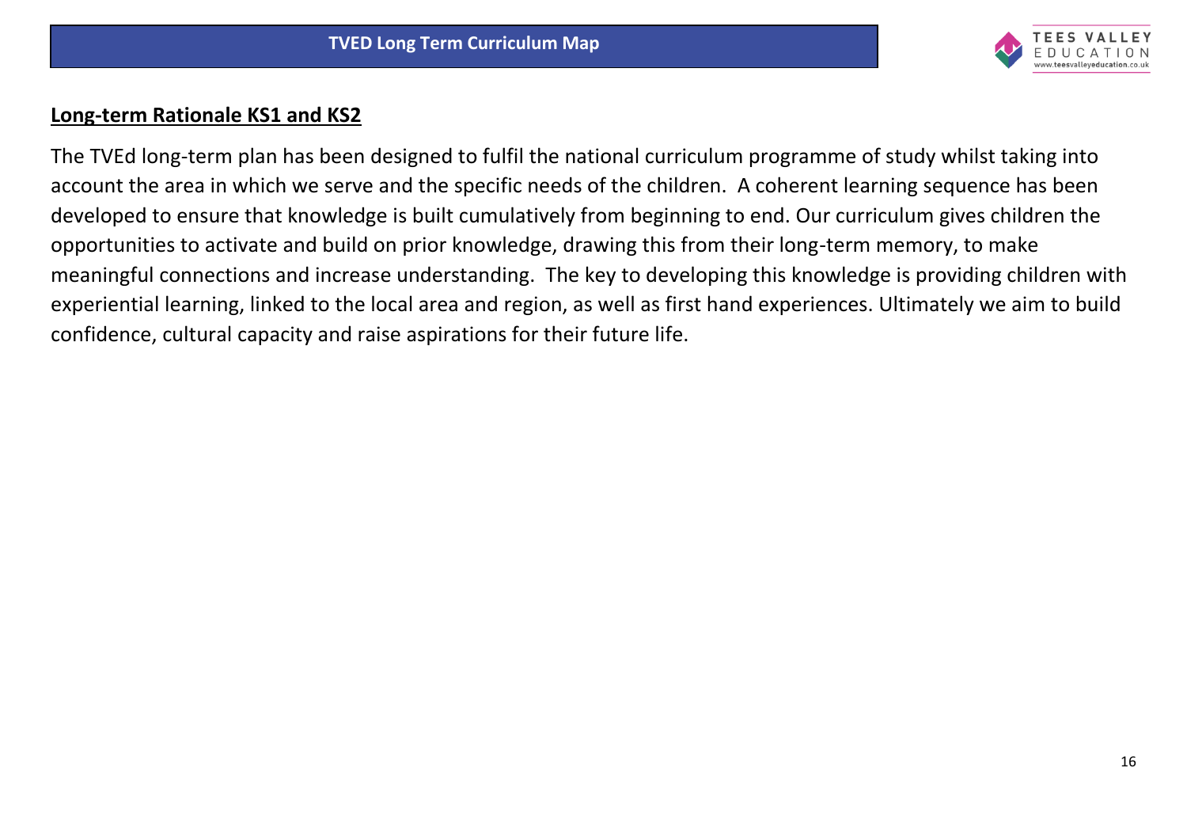## Long-term Rationale KS1 and KS2

The TVEd long-term plan has been designed to fulfil the national curriculum programme of study whilst taking into account the area in which we serve and the specific needs of the children. A coherent learning sequence has been developed to ensure that knowledge is built cumulatively from beginning to end. Our curriculum gives children the opportunities to activate and build on prior knowledge, drawing this from their long-term memory, to make meaningful connections and increase understanding. The key to developing this knowledge is providing children with experiential learning, linked to the local area and region, as well as first hand experiences. Ultimately we aim to build confidence, cultural capacity and raise aspirations for their future life.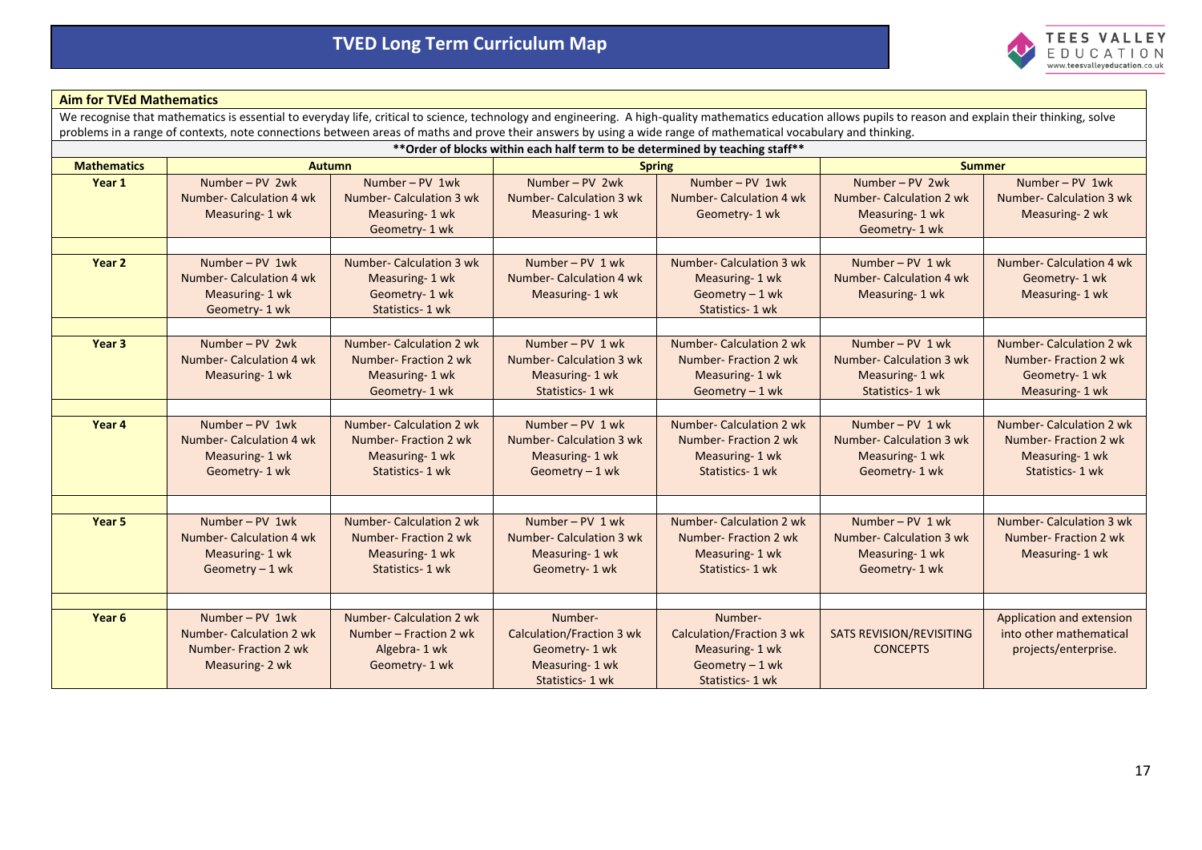# TVED Long Term Curriculum Map

**Aim for TVEd Mathematics**

We recognise that mathematics is essential to everyday life, critical to science, technology and engineering. A high-quality mathematics education allows pupils to reason and explain their thinking, solve problems in a range of contexts, note connections between areas of maths and prove their answers by using a wide range of mathematical vocabulary and thinking.

**\*\*Order of blocks within each half term to be determined by teaching staff\*\***

| Mathematics | Autumn | | Spring | | Summer | |
|---|---|---|---|---|---|---|
| **Year 1** | Number – PV 2wk<br>Number- Calculation 4 wk<br>Measuring- 1 wk | Number – PV 1wk<br>Number- Calculation 3 wk<br>Measuring- 1 wk<br>Geometry- 1 wk | Number – PV 2wk<br>Number- Calculation 3 wk<br>Measuring- 1 wk | Number – PV 1wk<br>Number- Calculation 4 wk<br>Geometry- 1 wk | Number – PV 2wk<br>Number- Calculation 2 wk<br>Measuring- 1 wk<br>Geometry- 1 wk | Number – PV 1wk<br>Number- Calculation 3 wk<br>Measuring- 2 wk |
| **Year 2** | Number – PV 1wk<br>Number- Calculation 4 wk<br>Measuring- 1 wk<br>Geometry- 1 wk | Number- Calculation 3 wk<br>Measuring- 1 wk<br>Geometry- 1 wk<br>Statistics- 1 wk | Number – PV 1 wk<br>Number- Calculation 4 wk<br>Measuring- 1 wk | Number- Calculation 3 wk<br>Measuring- 1 wk<br>Geometry – 1 wk<br>Statistics- 1 wk | Number – PV 1 wk<br>Number- Calculation 4 wk<br>Measuring- 1 wk | Number- Calculation 4 wk<br>Geometry- 1 wk<br>Measuring- 1 wk |
| **Year 3** | Number – PV 2wk<br>Number- Calculation 4 wk<br>Measuring- 1 wk | Number- Calculation 2 wk<br>Number- Fraction 2 wk<br>Measuring- 1 wk<br>Geometry- 1 wk | Number – PV 1 wk<br>Number- Calculation 3 wk<br>Measuring- 1 wk<br>Statistics- 1 wk | Number- Calculation 2 wk<br>Number- Fraction 2 wk<br>Measuring- 1 wk<br>Geometry – 1 wk | Number – PV 1 wk<br>Number- Calculation 3 wk<br>Measuring- 1 wk<br>Statistics- 1 wk | Number- Calculation 2 wk<br>Number- Fraction 2 wk<br>Geometry- 1 wk<br>Measuring- 1 wk |
| **Year 4** | Number – PV 1wk<br>Number- Calculation 4 wk<br>Measuring- 1 wk<br>Geometry- 1 wk | Number- Calculation 2 wk<br>Number- Fraction 2 wk<br>Measuring- 1 wk<br>Statistics- 1 wk | Number – PV 1 wk<br>Number- Calculation 3 wk<br>Measuring- 1 wk<br>Geometry – 1 wk | Number- Calculation 2 wk<br>Number- Fraction 2 wk<br>Measuring- 1 wk<br>Statistics- 1 wk | Number – PV 1 wk<br>Number- Calculation 3 wk<br>Measuring- 1 wk<br>Geometry- 1 wk | Number- Calculation 2 wk<br>Number- Fraction 2 wk<br>Measuring- 1 wk<br>Statistics- 1 wk |
| **Year 5** | Number – PV 1wk<br>Number- Calculation 4 wk<br>Measuring- 1 wk<br>Geometry – 1 wk | Number- Calculation 2 wk<br>Number- Fraction 2 wk<br>Measuring- 1 wk<br>Statistics- 1 wk | Number – PV 1 wk<br>Number- Calculation 3 wk<br>Measuring- 1 wk<br>Geometry- 1 wk | Number- Calculation 2 wk<br>Number- Fraction 2 wk<br>Measuring- 1 wk<br>Statistics- 1 wk | Number – PV 1 wk<br>Number- Calculation 3 wk<br>Measuring- 1 wk<br>Geometry- 1 wk | Number- Calculation 3 wk<br>Number- Fraction 2 wk<br>Measuring- 1 wk |
| **Year 6** | Number – PV 1wk<br>Number- Calculation 2 wk<br>Number- Fraction 2 wk<br>Measuring- 2 wk | Number- Calculation 2 wk<br>Number – Fraction 2 wk<br>Algebra- 1 wk<br>Geometry- 1 wk | Number- Calculation/Fraction 3 wk<br>Geometry- 1 wk<br>Measuring- 1 wk<br>Statistics- 1 wk | Number- Calculation/Fraction 3 wk<br>Measuring- 1 wk<br>Geometry – 1 wk<br>Statistics- 1 wk | SATS REVISION/REVISITING CONCEPTS | Application and extension into other mathematical projects/enterprise. |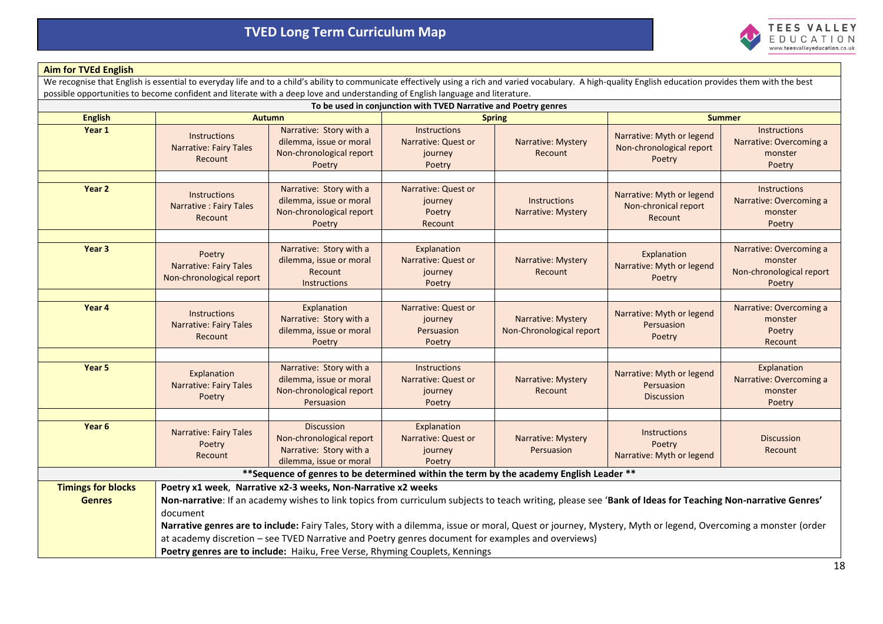# TVED Long Term Curriculum Map

**Aim for TVEd English**

We recognise that English is essential to everyday life and to a child's ability to communicate effectively using a rich and varied vocabulary. A high-quality English education provides them with the best possible opportunities to become confident and literate with a deep love and understanding of English language and literature.

**To be used in conjunction with TVED Narrative and Poetry genres**

| English | Autumn | | Spring | | Summer | |
|---|---|---|---|---|---|---|
| **Year 1** | Instructions<br>Narrative: Fairy Tales<br>Recount | Narrative: Story with a dilemma, issue or moral<br>Non-chronological report<br>Poetry | Instructions<br>Narrative: Quest or journey<br>Poetry | Narrative: Mystery<br>Recount | Narrative: Myth or legend<br>Non-chronological report<br>Poetry | Instructions<br>Narrative: Overcoming a monster<br>Poetry |
| **Year 2** | Instructions<br>Narrative : Fairy Tales<br>Recount | Narrative: Story with a dilemma, issue or moral<br>Non-chronological report<br>Poetry | Narrative: Quest or journey<br>Poetry<br>Recount | Instructions<br>Narrative: Mystery | Narrative: Myth or legend<br>Non-chronical report<br>Recount | Instructions<br>Narrative: Overcoming a monster<br>Poetry |
| **Year 3** | Poetry<br>Narrative: Fairy Tales<br>Non-chronological report | Narrative: Story with a dilemma, issue or moral<br>Recount<br>Instructions | Explanation<br>Narrative: Quest or journey<br>Poetry | Narrative: Mystery<br>Recount | Explanation<br>Narrative: Myth or legend<br>Poetry | Narrative: Overcoming a monster<br>Non-chronological report<br>Poetry |
| **Year 4** | Instructions<br>Narrative: Fairy Tales<br>Recount | Explanation<br>Narrative: Story with a dilemma, issue or moral<br>Poetry | Narrative: Quest or journey<br>Persuasion<br>Poetry | Narrative: Mystery<br>Non-Chronological report | Narrative: Myth or legend<br>Persuasion<br>Poetry | Narrative: Overcoming a monster<br>Poetry<br>Recount |
| **Year 5** | Explanation<br>Narrative: Fairy Tales<br>Poetry | Narrative: Story with a dilemma, issue or moral<br>Non-chronological report<br>Persuasion | Instructions<br>Narrative: Quest or journey<br>Poetry | Narrative: Mystery<br>Recount | Narrative: Myth or legend<br>Persuasion<br>Discussion | Explanation<br>Narrative: Overcoming a monster<br>Poetry |
| **Year 6** | Narrative: Fairy Tales<br>Poetry<br>Recount | Discussion<br>Non-chronological report<br>Narrative: Story with a dilemma, issue or moral | Explanation<br>Narrative: Quest or journey<br>Poetry | Narrative: Mystery<br>Persuasion | Instructions<br>Poetry<br>Narrative: Myth or legend | Discussion<br>Recount |

**\*\*Sequence of genres to be determined within the term by the academy English Leader \*\***

| | |
|---|---|
| **Timings for blocks** | **Poetry x1 week**, **Narrative x2-3 weeks, Non-Narrative x2 weeks** |
| **Genres** | **Non-narrative**: If an academy wishes to link topics from curriculum subjects to teach writing, please see '**Bank of Ideas for Teaching Non-narrative Genres'** document<br>**Narrative genres are to include:** Fairy Tales, Story with a dilemma, issue or moral, Quest or journey, Mystery, Myth or legend, Overcoming a monster (order at academy discretion – see TVED Narrative and Poetry genres document for examples and overviews)<br>**Poetry genres are to include:** Haiku, Free Verse, Rhyming Couplets, Kennings |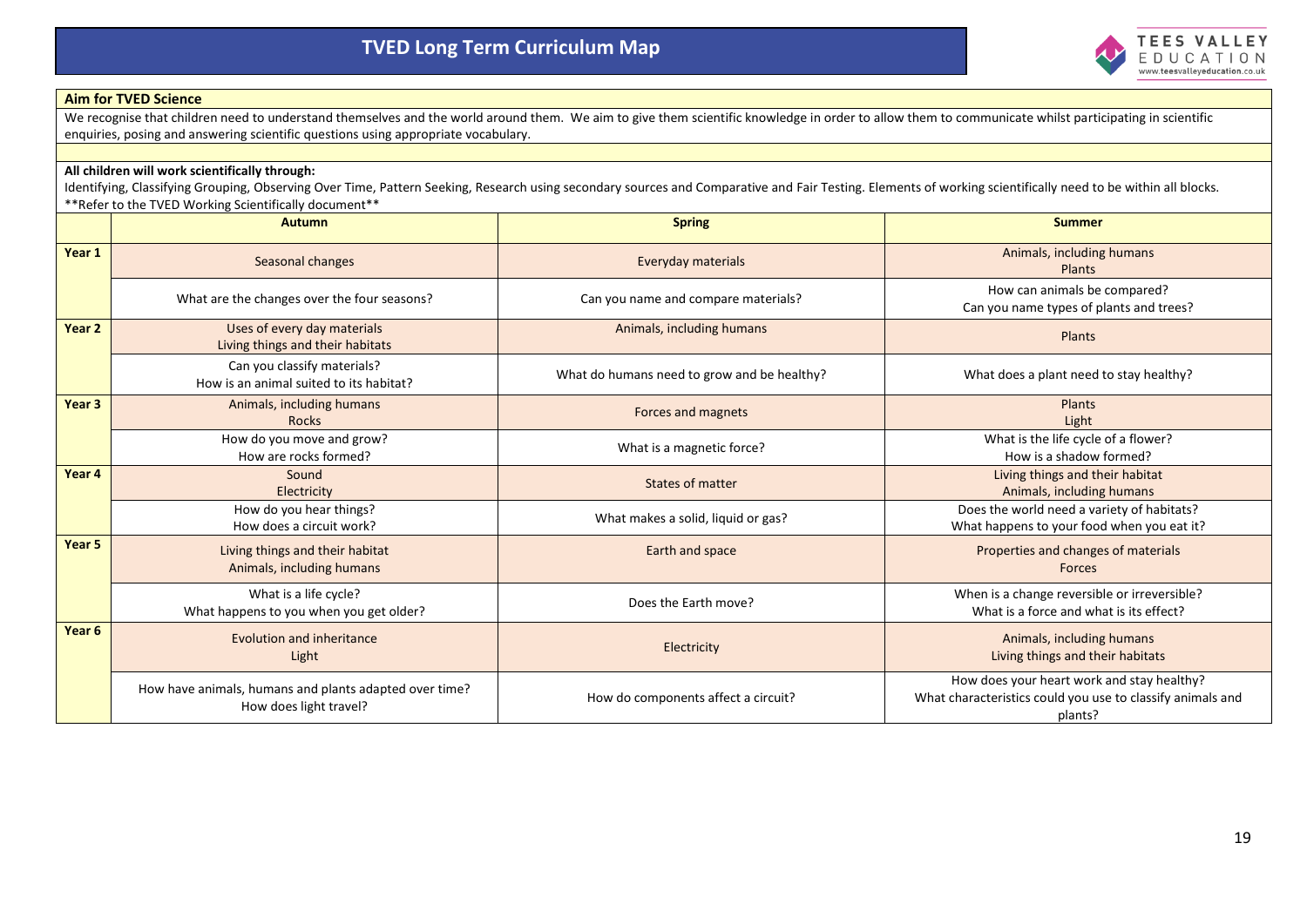# TVED Long Term Curriculum Map

**Aim for TVED Science**

We recognise that children need to understand themselves and the world around them. We aim to give them scientific knowledge in order to allow them to communicate whilst participating in scientific enquiries, posing and answering scientific questions using appropriate vocabulary.

**All children will work scientifically through:**

Identifying, Classifying Grouping, Observing Over Time, Pattern Seeking, Research using secondary sources and Comparative and Fair Testing. Elements of working scientifically need to be within all blocks.

**Refer to the TVED Working Scientifically document**

| | Autumn | Spring | Summer |
|---|---|---|---|
| **Year 1** | Seasonal changes | Everyday materials | Animals, including humans<br>Plants |
| | What are the changes over the four seasons? | Can you name and compare materials? | How can animals be compared?<br>Can you name types of plants and trees? |
| **Year 2** | Uses of every day materials<br>Living things and their habitats | Animals, including humans | Plants |
| | Can you classify materials?<br>How is an animal suited to its habitat? | What do humans need to grow and be healthy? | What does a plant need to stay healthy? |
| **Year 3** | Animals, including humans<br>Rocks | Forces and magnets | Plants<br>Light |
| | How do you move and grow?<br>How are rocks formed? | What is a magnetic force? | What is the life cycle of a flower?<br>How is a shadow formed? |
| **Year 4** | Sound<br>Electricity | States of matter | Living things and their habitat<br>Animals, including humans |
| | How do you hear things?<br>How does a circuit work? | What makes a solid, liquid or gas? | Does the world need a variety of habitats?<br>What happens to your food when you eat it? |
| **Year 5** | Living things and their habitat<br>Animals, including humans | Earth and space | Properties and changes of materials<br>Forces |
| | What is a life cycle?<br>What happens to you when you get older? | Does the Earth move? | When is a change reversible or irreversible?<br>What is a force and what is its effect? |
| **Year 6** | Evolution and inheritance<br>Light | Electricity | Animals, including humans<br>Living things and their habitats |
| | How have animals, humans and plants adapted over time?<br>How does light travel? | How do components affect a circuit? | How does your heart work and stay healthy?<br>What characteristics could you use to classify animals and plants? |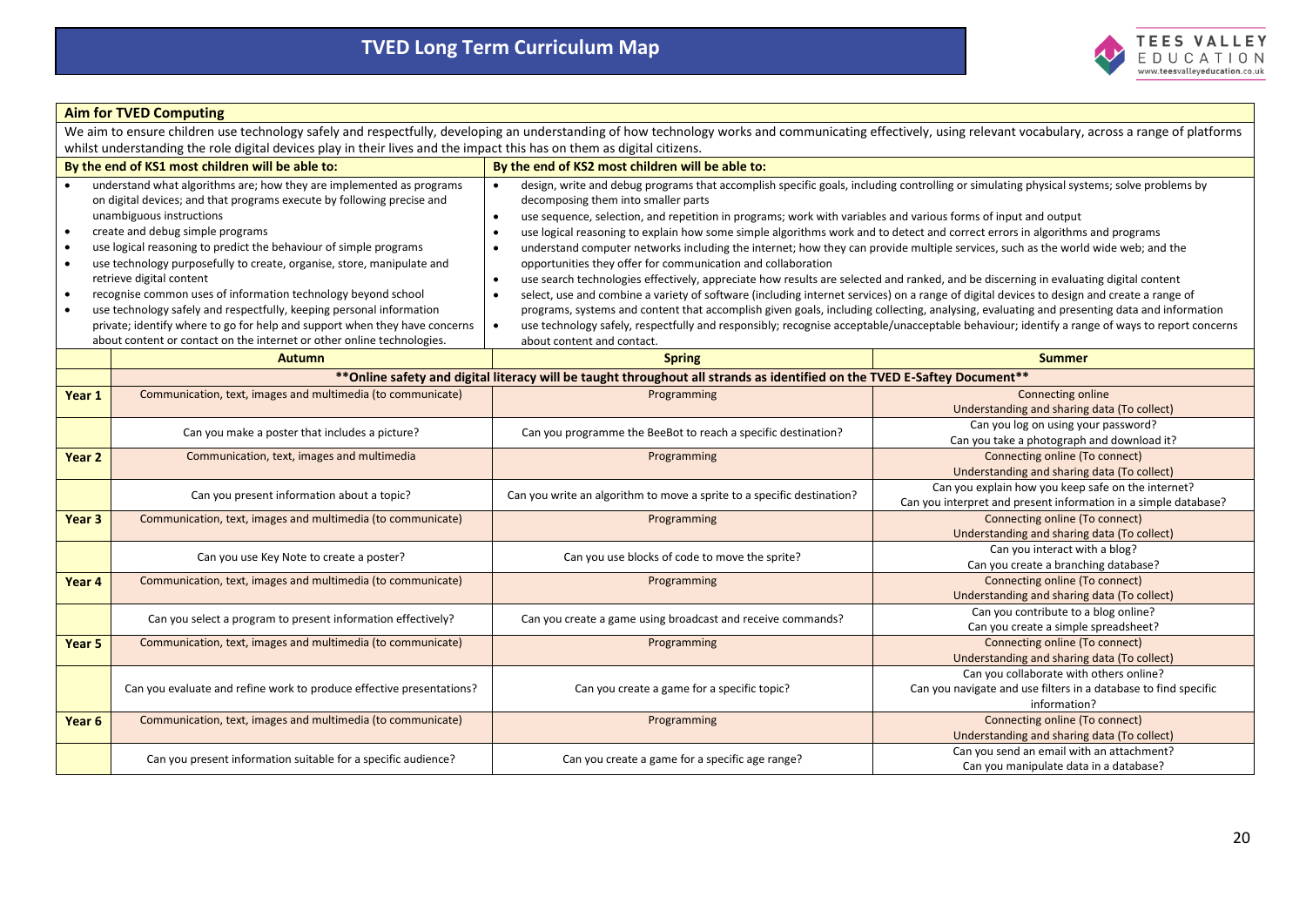# TVED Long Term Curriculum Map

## Aim for TVED Computing

We aim to ensure children use technology safely and respectfully, developing an understanding of how technology works and communicating effectively, using relevant vocabulary, across a range of platforms whilst understanding the role digital devices play in their lives and the impact this has on them as digital citizens.

| By the end of KS1 most children will be able to: | By the end of KS2 most children will be able to: |
|---|---|
| • understand what algorithms are; how they are implemented as programs on digital devices; and that programs execute by following precise and unambiguous instructions<br>• create and debug simple programs<br>• use logical reasoning to predict the behaviour of simple programs<br>• use technology purposefully to create, organise, store, manipulate and retrieve digital content<br>• recognise common uses of information technology beyond school<br>• use technology safely and respectfully, keeping personal information private; identify where to go for help and support when they have concerns about content or contact on the internet or other online technologies. | • design, write and debug programs that accomplish specific goals, including controlling or simulating physical systems; solve problems by decomposing them into smaller parts<br>• use sequence, selection, and repetition in programs; work with variables and various forms of input and output<br>• use logical reasoning to explain how some simple algorithms work and to detect and correct errors in algorithms and programs<br>• understand computer networks including the internet; how they can provide multiple services, such as the world wide web; and the opportunities they offer for communication and collaboration<br>• use search technologies effectively, appreciate how results are selected and ranked, and be discerning in evaluating digital content<br>• select, use and combine a variety of software (including internet services) on a range of digital devices to design and create a range of programs, systems and content that accomplish given goals, including collecting, analysing, evaluating and presenting data and information<br>• use technology safely, respectfully and responsibly; recognise acceptable/unacceptable behaviour; identify a range of ways to report concerns about content and contact. |

| | Autumn | Spring | Summer |
|---|---|---|---|
| | **Online safety and digital literacy will be taught throughout all strands as identified on the TVED E-Saftey Document** | | |
| **Year 1** | Communication, text, images and multimedia (to communicate) | Programming | Connecting online<br>Understanding and sharing data (To collect) |
| | Can you make a poster that includes a picture? | Can you programme the BeeBot to reach a specific destination? | Can you log on using your password?<br>Can you take a photograph and download it? |
| **Year 2** | Communication, text, images and multimedia | Programming | Connecting online (To connect)<br>Understanding and sharing data (To collect) |
| | Can you present information about a topic? | Can you write an algorithm to move a sprite to a specific destination? | Can you explain how you keep safe on the internet?<br>Can you interpret and present information in a simple database? |
| **Year 3** | Communication, text, images and multimedia (to communicate) | Programming | Connecting online (To connect)<br>Understanding and sharing data (To collect) |
| | Can you use Key Note to create a poster? | Can you use blocks of code to move the sprite? | Can you interact with a blog?<br>Can you create a branching database? |
| **Year 4** | Communication, text, images and multimedia (to communicate) | Programming | Connecting online (To connect)<br>Understanding and sharing data (To collect) |
| | Can you select a program to present information effectively? | Can you create a game using broadcast and receive commands? | Can you contribute to a blog online?<br>Can you create a simple spreadsheet? |
| **Year 5** | Communication, text, images and multimedia (to communicate) | Programming | Connecting online (To connect)<br>Understanding and sharing data (To collect) |
| | Can you evaluate and refine work to produce effective presentations? | Can you create a game for a specific topic? | Can you collaborate with others online?<br>Can you navigate and use filters in a database to find specific information? |
| **Year 6** | Communication, text, images and multimedia (to communicate) | Programming | Connecting online (To connect)<br>Understanding and sharing data (To collect) |
| | Can you present information suitable for a specific audience? | Can you create a game for a specific age range? | Can you send an email with an attachment?<br>Can you manipulate data in a database? |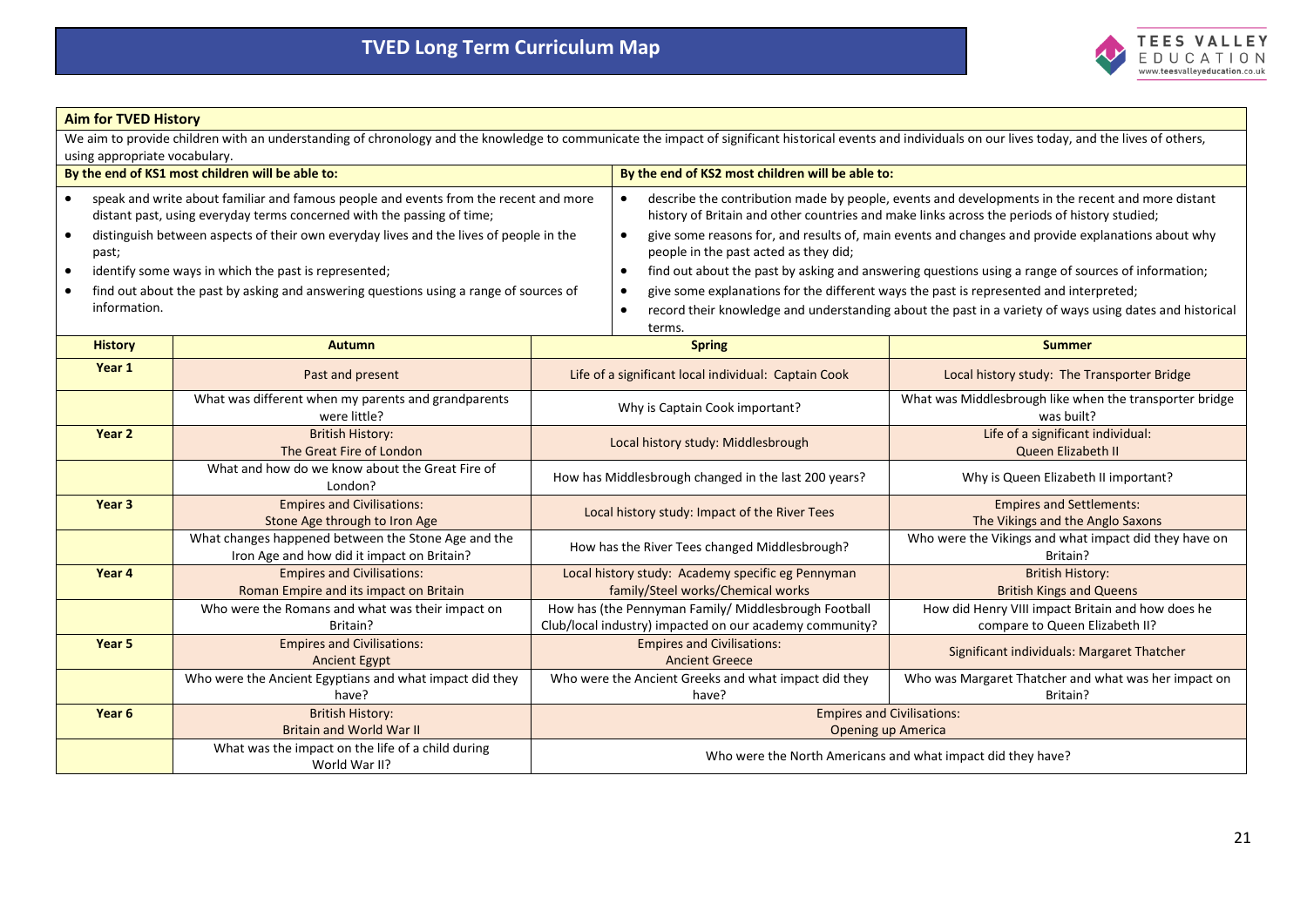# TVED Long Term Curriculum Map

## Aim for TVED History

We aim to provide children with an understanding of chronology and the knowledge to communicate the impact of significant historical events and individuals on our lives today, and the lives of others, using appropriate vocabulary.

| By the end of KS1 most children will be able to: | By the end of KS2 most children will be able to: |
|---|---|
| • speak and write about familiar and famous people and events from the recent and more distant past, using everyday terms concerned with the passing of time;<br>• distinguish between aspects of their own everyday lives and the lives of people in the past;<br>• identify some ways in which the past is represented;<br>• find out about the past by asking and answering questions using a range of sources of information. | • describe the contribution made by people, events and developments in the recent and more distant history of Britain and other countries and make links across the periods of history studied;<br>• give some reasons for, and results of, main events and changes and provide explanations about why people in the past acted as they did;<br>• find out about the past by asking and answering questions using a range of sources of information;<br>• give some explanations for the different ways the past is represented and interpreted;<br>• record their knowledge and understanding about the past in a variety of ways using dates and historical terms. |

| History | Autumn | Spring | Summer |
|---|---|---|---|
| **Year 1** | Past and present | Life of a significant local individual: Captain Cook | Local history study: The Transporter Bridge |
| | What was different when my parents and grandparents were little? | Why is Captain Cook important? | What was Middlesbrough like when the transporter bridge was built? |
| **Year 2** | British History: The Great Fire of London | Local history study: Middlesbrough | Life of a significant individual: Queen Elizabeth II |
| | What and how do we know about the Great Fire of London? | How has Middlesbrough changed in the last 200 years? | Why is Queen Elizabeth II important? |
| **Year 3** | Empires and Civilisations: Stone Age through to Iron Age | Local history study: Impact of the River Tees | Empires and Settlements: The Vikings and the Anglo Saxons |
| | What changes happened between the Stone Age and the Iron Age and how did it impact on Britain? | How has the River Tees changed Middlesbrough? | Who were the Vikings and what impact did they have on Britain? |
| **Year 4** | Empires and Civilisations: Roman Empire and its impact on Britain | Local history study: Academy specific eg Pennyman family/Steel works/Chemical works | British History: British Kings and Queens |
| | Who were the Romans and what was their impact on Britain? | How has (the Pennyman Family/ Middlesbrough Football Club/local industry) impacted on our academy community? | How did Henry VIII impact Britain and how does he compare to Queen Elizabeth II? |
| **Year 5** | Empires and Civilisations: Ancient Egypt | Empires and Civilisations: Ancient Greece | Significant individuals: Margaret Thatcher |
| | Who were the Ancient Egyptians and what impact did they have? | Who were the Ancient Greeks and what impact did they have? | Who was Margaret Thatcher and what was her impact on Britain? |
| **Year 6** | British History: Britain and World War II | Empires and Civilisations: Opening up America | |
| | What was the impact on the life of a child during World War II? | Who were the North Americans and what impact did they have? | |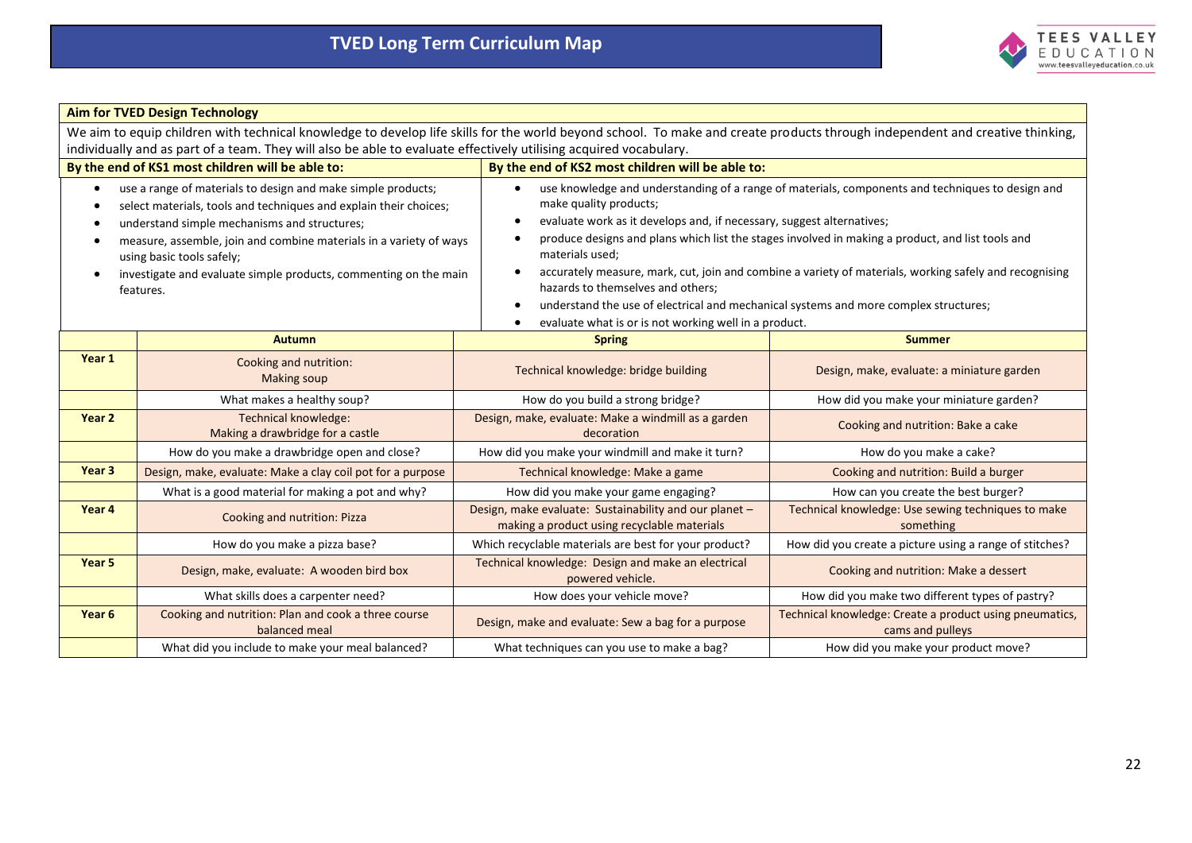# TVED Long Term Curriculum Map

## Aim for TVED Design Technology

We aim to equip children with technical knowledge to develop life skills for the world beyond school. To make and create products through independent and creative thinking, individually and as part of a team. They will also be able to evaluate effectively utilising acquired vocabulary.

**By the end of KS1 most children will be able to:**

- use a range of materials to design and make simple products;
- select materials, tools and techniques and explain their choices;
- understand simple mechanisms and structures;
- measure, assemble, join and combine materials in a variety of ways using basic tools safely;
- investigate and evaluate simple products, commenting on the main features.

**By the end of KS2 most children will be able to:**

- use knowledge and understanding of a range of materials, components and techniques to design and make quality products;
- evaluate work as it develops and, if necessary, suggest alternatives;
- produce designs and plans which list the stages involved in making a product, and list tools and materials used;
- accurately measure, mark, cut, join and combine a variety of materials, working safely and recognising hazards to themselves and others;
- understand the use of electrical and mechanical systems and more complex structures;
- evaluate what is or is not working well in a product.

| | Autumn | Spring | Summer |
|---|---|---|---|
| **Year 1** | Cooking and nutrition: Making soup | Technical knowledge: bridge building | Design, make, evaluate: a miniature garden |
| | What makes a healthy soup? | How do you build a strong bridge? | How did you make your miniature garden? |
| **Year 2** | Technical knowledge: Making a drawbridge for a castle | Design, make, evaluate: Make a windmill as a garden decoration | Cooking and nutrition: Bake a cake |
| | How do you make a drawbridge open and close? | How did you make your windmill and make it turn? | How do you make a cake? |
| **Year 3** | Design, make, evaluate: Make a clay coil pot for a purpose | Technical knowledge: Make a game | Cooking and nutrition: Build a burger |
| | What is a good material for making a pot and why? | How did you make your game engaging? | How can you create the best burger? |
| **Year 4** | Cooking and nutrition: Pizza | Design, make evaluate: Sustainability and our planet – making a product using recyclable materials | Technical knowledge: Use sewing techniques to make something |
| | How do you make a pizza base? | Which recyclable materials are best for your product? | How did you create a picture using a range of stitches? |
| **Year 5** | Design, make, evaluate: A wooden bird box | Technical knowledge: Design and make an electrical powered vehicle. | Cooking and nutrition: Make a dessert |
| | What skills does a carpenter need? | How does your vehicle move? | How did you make two different types of pastry? |
| **Year 6** | Cooking and nutrition: Plan and cook a three course balanced meal | Design, make and evaluate: Sew a bag for a purpose | Technical knowledge: Create a product using pneumatics, cams and pulleys |
| | What did you include to make your meal balanced? | What techniques can you use to make a bag? | How did you make your product move? |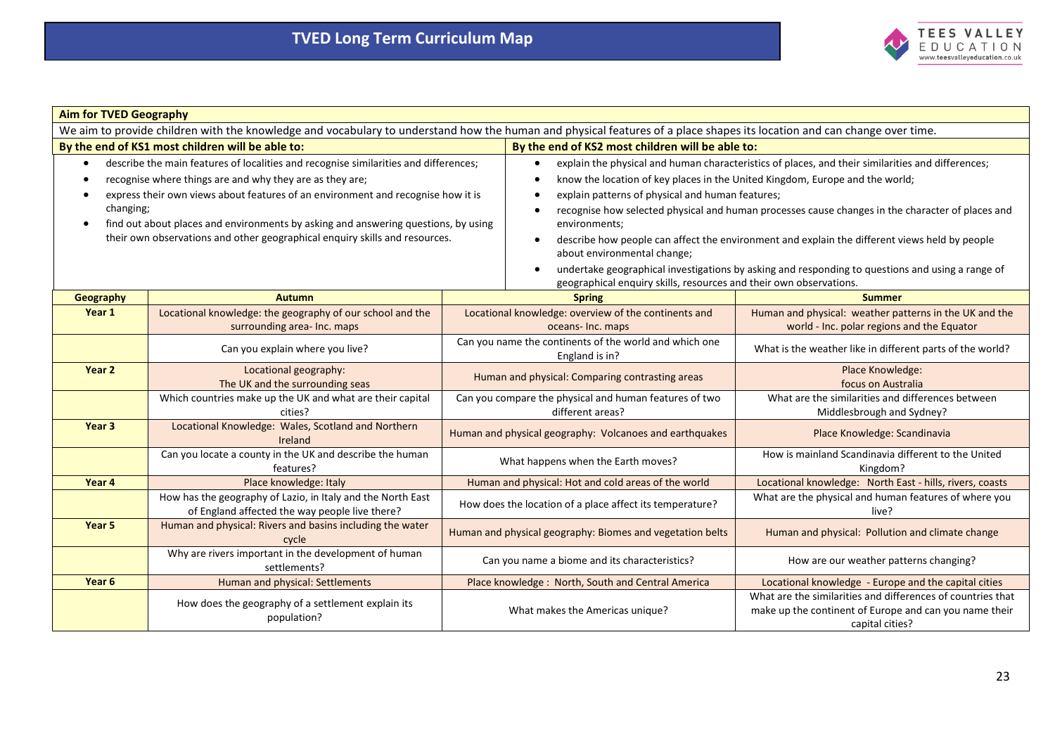# TVED Long Term Curriculum Map

## Aim for TVED Geography

We aim to provide children with the knowledge and vocabulary to understand how the human and physical features of a place shapes its location and can change over time.

**By the end of KS1 most children will be able to:**

- describe the main features of localities and recognise similarities and differences;
- recognise where things are and why they are as they are;
- express their own views about features of an environment and recognise how it is changing;
- find out about places and environments by asking and answering questions, by using their own observations and other geographical enquiry skills and resources.

**By the end of KS2 most children will be able to:**

- explain the physical and human characteristics of places, and their similarities and differences;
- know the location of key places in the United Kingdom, Europe and the world;
- explain patterns of physical and human features;
- recognise how selected physical and human processes cause changes in the character of places and environments;
- describe how people can affect the environment and explain the different views held by people about environmental change;
- undertake geographical investigations by asking and responding to questions and using a range of geographical enquiry skills, resources and their own observations.

| Geography | Autumn | Spring | Summer |
|---|---|---|---|
| **Year 1** | Locational knowledge: the geography of our school and the surrounding area- Inc. maps | Locational knowledge: overview of the continents and oceans- Inc. maps | Human and physical: weather patterns in the UK and the world - Inc. polar regions and the Equator |
| | Can you explain where you live? | Can you name the continents of the world and which one England is in? | What is the weather like in different parts of the world? |
| **Year 2** | Locational geography: The UK and the surrounding seas | Human and physical: Comparing contrasting areas | Place Knowledge: focus on Australia |
| | Which countries make up the UK and what are their capital cities? | Can you compare the physical and human features of two different areas? | What are the similarities and differences between Middlesbrough and Sydney? |
| **Year 3** | Locational Knowledge: Wales, Scotland and Northern Ireland | Human and physical geography: Volcanoes and earthquakes | Place Knowledge: Scandinavia |
| | Can you locate a county in the UK and describe the human features? | What happens when the Earth moves? | How is mainland Scandinavia different to the United Kingdom? |
| **Year 4** | Place knowledge: Italy | Human and physical: Hot and cold areas of the world | Locational knowledge: North East - hills, rivers, coasts |
| | How has the geography of Lazio, in Italy and the North East of England affected the way people live there? | How does the location of a place affect its temperature? | What are the physical and human features of where you live? |
| **Year 5** | Human and physical: Rivers and basins including the water cycle | Human and physical geography: Biomes and vegetation belts | Human and physical: Pollution and climate change |
| | Why are rivers important in the development of human settlements? | Can you name a biome and its characteristics? | How are our weather patterns changing? |
| **Year 6** | Human and physical: Settlements | Place knowledge : North, South and Central America | Locational knowledge - Europe and the capital cities |
| | How does the geography of a settlement explain its population? | What makes the Americas unique? | What are the similarities and differences of countries that make up the continent of Europe and can you name their capital cities? |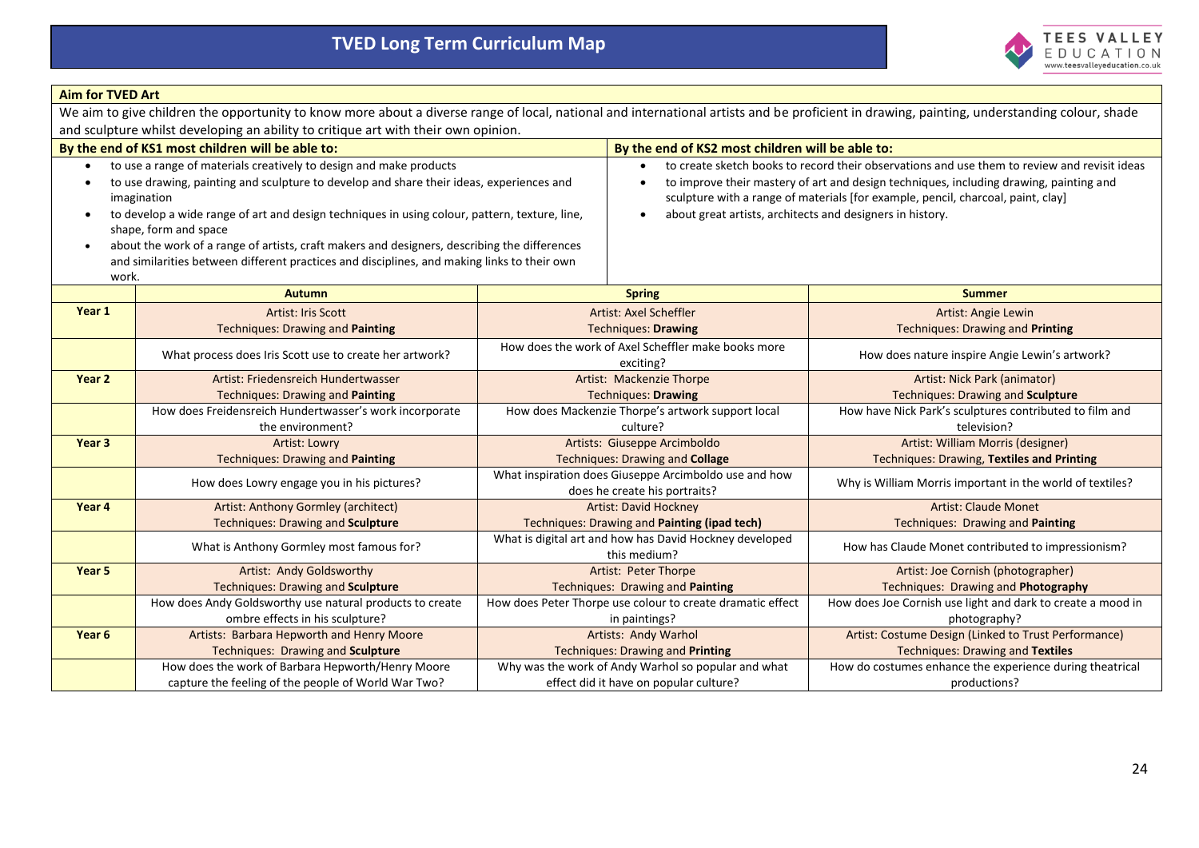# TVED Long Term Curriculum Map

## Aim for TVED Art

We aim to give children the opportunity to know more about a diverse range of local, national and international artists and be proficient in drawing, painting, understanding colour, shade and sculpture whilst developing an ability to critique art with their own opinion.

**By the end of KS1 most children will be able to:**

- to use a range of materials creatively to design and make products
- to use drawing, painting and sculpture to develop and share their ideas, experiences and imagination
- to develop a wide range of art and design techniques in using colour, pattern, texture, line, shape, form and space
- about the work of a range of artists, craft makers and designers, describing the differences and similarities between different practices and disciplines, and making links to their own work.

**By the end of KS2 most children will be able to:**

- to create sketch books to record their observations and use them to review and revisit ideas
- to improve their mastery of art and design techniques, including drawing, painting and sculpture with a range of materials [for example, pencil, charcoal, paint, clay]
- about great artists, architects and designers in history.

| | Autumn | Spring | Summer |
|---|---|---|---|
| **Year 1** | Artist: Iris Scott<br>Techniques: Drawing and **Painting** | Artist: Axel Scheffler<br>Techniques: **Drawing** | Artist: Angie Lewin<br>Techniques: Drawing and **Printing** |
| | What process does Iris Scott use to create her artwork? | How does the work of Axel Scheffler make books more exciting? | How does nature inspire Angie Lewin's artwork? |
| **Year 2** | Artist: Friedensreich Hundertwasser<br>Techniques: Drawing and **Painting** | Artist: Mackenzie Thorpe<br>Techniques: **Drawing** | Artist: Nick Park (animator)<br>Techniques: Drawing and **Sculpture** |
| | How does Freidensreich Hundertwasser's work incorporate the environment? | How does Mackenzie Thorpe's artwork support local culture? | How have Nick Park's sculptures contributed to film and television? |
| **Year 3** | Artist: Lowry<br>Techniques: Drawing and **Painting** | Artists: Giuseppe Arcimboldo<br>Techniques: Drawing and **Collage** | Artist: William Morris (designer)<br>Techniques: Drawing, **Textiles and Printing** |
| | How does Lowry engage you in his pictures? | What inspiration does Giuseppe Arcimboldo use and how does he create his portraits? | Why is William Morris important in the world of textiles? |
| **Year 4** | Artist: Anthony Gormley (architect)<br>Techniques: Drawing and **Sculpture** | Artist: David Hockney<br>Techniques: Drawing and **Painting (ipad tech)** | Artist: Claude Monet<br>Techniques: Drawing and **Painting** |
| | What is Anthony Gormley most famous for? | What is digital art and how has David Hockney developed this medium? | How has Claude Monet contributed to impressionism? |
| **Year 5** | Artist: Andy Goldsworthy<br>Techniques: Drawing and **Sculpture** | Artist: Peter Thorpe<br>Techniques: Drawing and **Painting** | Artist: Joe Cornish (photographer)<br>Techniques: Drawing and **Photography** |
| | How does Andy Goldsworthy use natural products to create ombre effects in his sculpture? | How does Peter Thorpe use colour to create dramatic effect in paintings? | How does Joe Cornish use light and dark to create a mood in photography? |
| **Year 6** | Artists: Barbara Hepworth and Henry Moore<br>Techniques: Drawing and **Sculpture** | Artists: Andy Warhol<br>Techniques: Drawing and **Printing** | Artist: Costume Design (Linked to Trust Performance)<br>Techniques: Drawing and **Textiles** |
| | How does the work of Barbara Hepworth/Henry Moore capture the feeling of the people of World War Two? | Why was the work of Andy Warhol so popular and what effect did it have on popular culture? | How do costumes enhance the experience during theatrical productions? |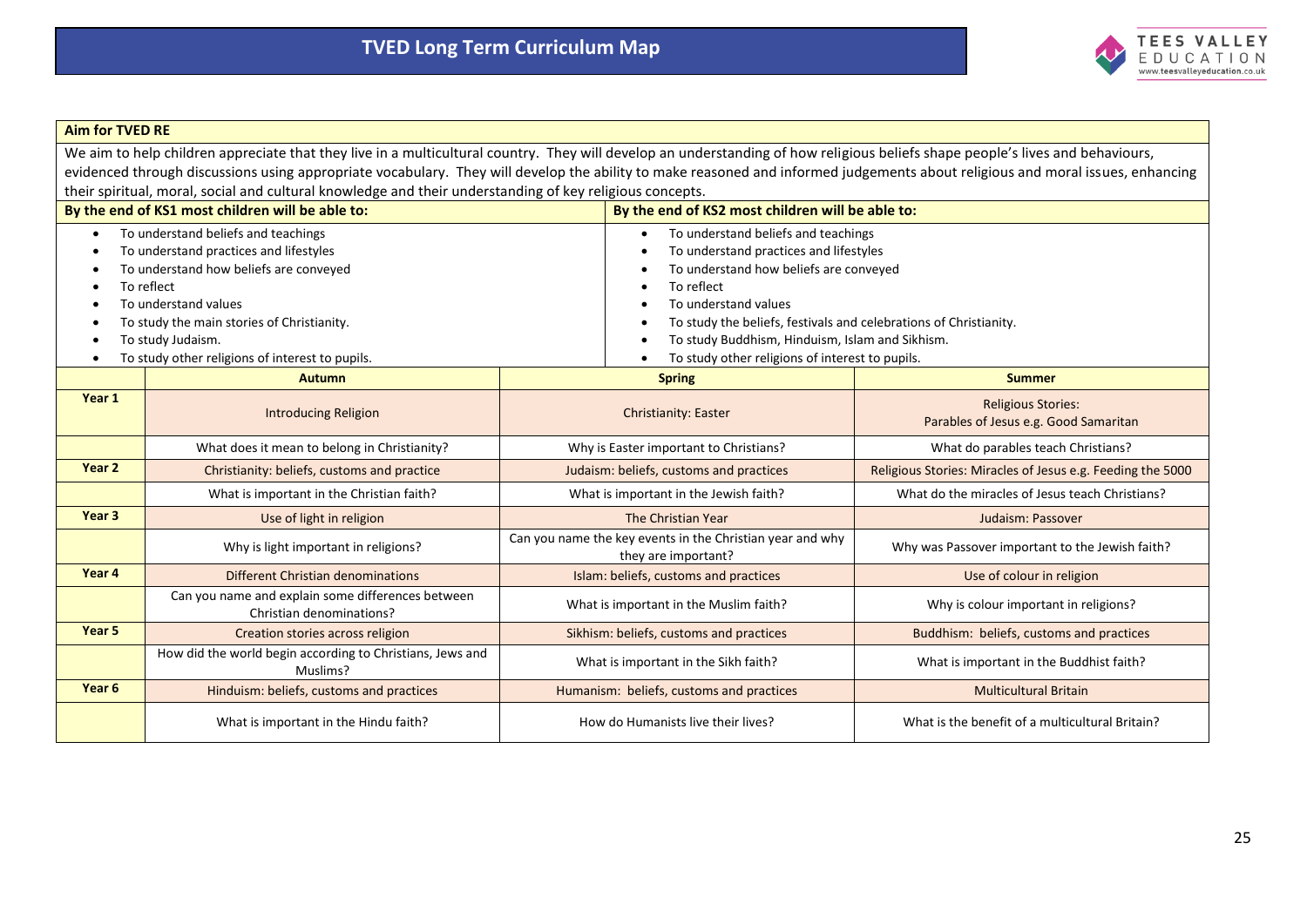# TVED Long Term Curriculum Map

**Aim for TVED RE**

We aim to help children appreciate that they live in a multicultural country. They will develop an understanding of how religious beliefs shape people's lives and behaviours, evidenced through discussions using appropriate vocabulary. They will develop the ability to make reasoned and informed judgements about religious and moral issues, enhancing their spiritual, moral, social and cultural knowledge and their understanding of key religious concepts.

| By the end of KS1 most children will be able to: | By the end of KS2 most children will be able to: |
|---|---|
| • To understand beliefs and teachings<br>• To understand practices and lifestyles<br>• To understand how beliefs are conveyed<br>• To reflect<br>• To understand values<br>• To study the main stories of Christianity.<br>• To study Judaism.<br>• To study other religions of interest to pupils. | • To understand beliefs and teachings<br>• To understand practices and lifestyles<br>• To understand how beliefs are conveyed<br>• To reflect<br>• To understand values<br>• To study the beliefs, festivals and celebrations of Christianity.<br>• To study Buddhism, Hinduism, Islam and Sikhism.<br>• To study other religions of interest to pupils. |

| | Autumn | Spring | Summer |
|---|---|---|---|
| **Year 1** | Introducing Religion | Christianity: Easter | Religious Stories: Parables of Jesus e.g. Good Samaritan |
| | What does it mean to belong in Christianity? | Why is Easter important to Christians? | What do parables teach Christians? |
| **Year 2** | Christianity: beliefs, customs and practice | Judaism: beliefs, customs and practices | Religious Stories: Miracles of Jesus e.g. Feeding the 5000 |
| | What is important in the Christian faith? | What is important in the Jewish faith? | What do the miracles of Jesus teach Christians? |
| **Year 3** | Use of light in religion | The Christian Year | Judaism: Passover |
| | Why is light important in religions? | Can you name the key events in the Christian year and why they are important? | Why was Passover important to the Jewish faith? |
| **Year 4** | Different Christian denominations | Islam: beliefs, customs and practices | Use of colour in religion |
| | Can you name and explain some differences between Christian denominations? | What is important in the Muslim faith? | Why is colour important in religions? |
| **Year 5** | Creation stories across religion | Sikhism: beliefs, customs and practices | Buddhism: beliefs, customs and practices |
| | How did the world begin according to Christians, Jews and Muslims? | What is important in the Sikh faith? | What is important in the Buddhist faith? |
| **Year 6** | Hinduism: beliefs, customs and practices | Humanism: beliefs, customs and practices | Multicultural Britain |
| | What is important in the Hindu faith? | How do Humanists live their lives? | What is the benefit of a multicultural Britain? |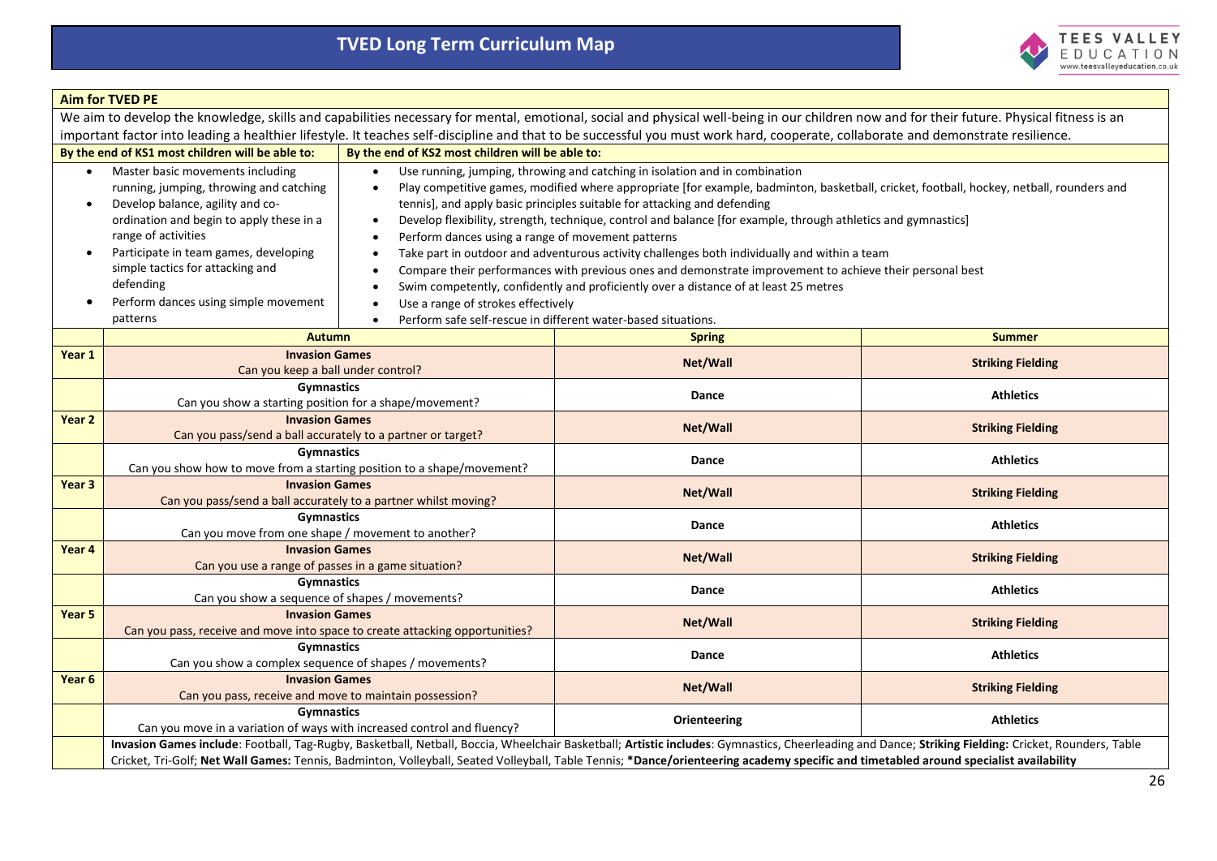# TVED Long Term Curriculum Map

**Aim for TVED PE**

We aim to develop the knowledge, skills and capabilities necessary for mental, emotional, social and physical well-being in our children now and for their future. Physical fitness is an important factor into leading a healthier lifestyle. It teaches self-discipline and that to be successful you must work hard, cooperate, collaborate and demonstrate resilience.

| By the end of KS1 most children will be able to: | By the end of KS2 most children will be able to: |
|---|---|
| • Master basic movements including running, jumping, throwing and catching<br>• Develop balance, agility and co-ordination and begin to apply these in a range of activities<br>• Participate in team games, developing simple tactics for attacking and defending<br>• Perform dances using simple movement patterns | • Use running, jumping, throwing and catching in isolation and in combination<br>• Play competitive games, modified where appropriate [for example, badminton, basketball, cricket, football, hockey, netball, rounders and tennis], and apply basic principles suitable for attacking and defending<br>• Develop flexibility, strength, technique, control and balance [for example, through athletics and gymnastics]<br>• Perform dances using a range of movement patterns<br>• Take part in outdoor and adventurous activity challenges both individually and within a team<br>• Compare their performances with previous ones and demonstrate improvement to achieve their personal best<br>• Swim competently, confidently and proficiently over a distance of at least 25 metres<br>• Use a range of strokes effectively<br>• Perform safe self-rescue in different water-based situations. |

| | Autumn | Spring | Summer |
|---|---|---|---|
| **Year 1** | **Invasion Games**<br>Can you keep a ball under control? | **Net/Wall** | **Striking Fielding** |
| | **Gymnastics**<br>Can you show a starting position for a shape/movement? | **Dance** | **Athletics** |
| **Year 2** | **Invasion Games**<br>Can you pass/send a ball accurately to a partner or target? | **Net/Wall** | **Striking Fielding** |
| | **Gymnastics**<br>Can you show how to move from a starting position to a shape/movement? | **Dance** | **Athletics** |
| **Year 3** | **Invasion Games**<br>Can you pass/send a ball accurately to a partner whilst moving? | **Net/Wall** | **Striking Fielding** |
| | **Gymnastics**<br>Can you move from one shape / movement to another? | **Dance** | **Athletics** |
| **Year 4** | **Invasion Games**<br>Can you use a range of passes in a game situation? | **Net/Wall** | **Striking Fielding** |
| | **Gymnastics**<br>Can you show a sequence of shapes / movements? | **Dance** | **Athletics** |
| **Year 5** | **Invasion Games**<br>Can you pass, receive and move into space to create attacking opportunities? | **Net/Wall** | **Striking Fielding** |
| | **Gymnastics**<br>Can you show a complex sequence of shapes / movements? | **Dance** | **Athletics** |
| **Year 6** | **Invasion Games**<br>Can you pass, receive and move to maintain possession? | **Net/Wall** | **Striking Fielding** |
| | **Gymnastics**<br>Can you move in a variation of ways with increased control and fluency? | **Orienteering** | **Athletics** |

**Invasion Games include**: Football, Tag-Rugby, Basketball, Netball, Boccia, Wheelchair Basketball; **Artistic includes**: Gymnastics, Cheerleading and Dance; **Striking Fielding:** Cricket, Rounders, Table Cricket, Tri-Golf; **Net Wall Games:** Tennis, Badminton, Volleyball, Seated Volleyball, Table Tennis; **\*Dance/orienteering academy specific and timetabled around specialist availability**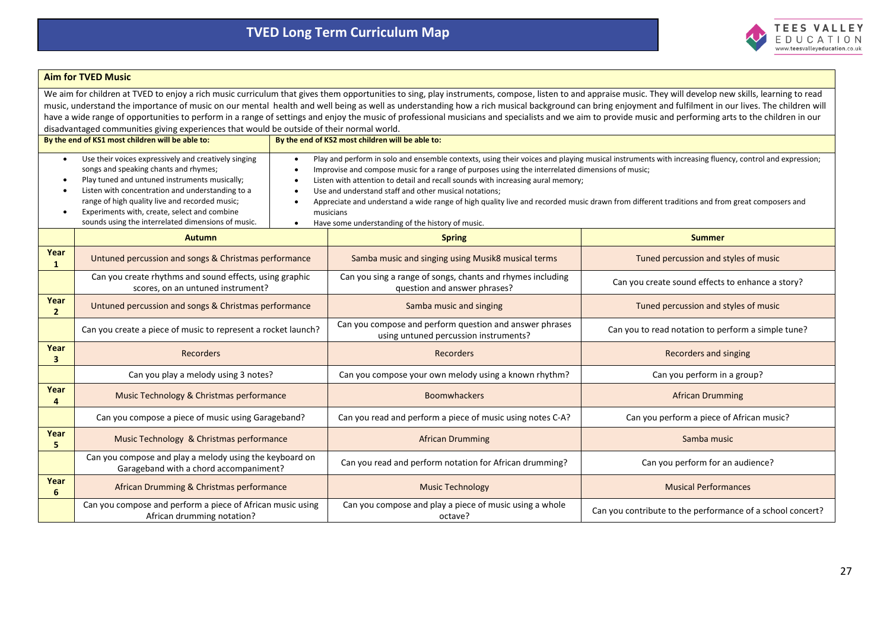# TVED Long Term Curriculum Map

## Aim for TVED Music

We aim for children at TVED to enjoy a rich music curriculum that gives them opportunities to sing, play instruments, compose, listen to and appraise music. They will develop new skills, learning to read music, understand the importance of music on our mental health and well being as well as understanding how a rich musical background can bring enjoyment and fulfilment in our lives. The children will have a wide range of opportunities to perform in a range of settings and enjoy the music of professional musicians and specialists and we aim to provide music and performing arts to the children in our disadvantaged communities giving experiences that would be outside of their normal world.

**By the end of KS1 most children will be able to:**

- Use their voices expressively and creatively singing songs and speaking chants and rhymes;
- Play tuned and untuned instruments musically;
- Listen with concentration and understanding to a range of high quality live and recorded music;
- Experiments with, create, select and combine sounds using the interrelated dimensions of music.

**By the end of KS2 most children will be able to:**

- Play and perform in solo and ensemble contexts, using their voices and playing musical instruments with increasing fluency, control and expression;
- Improvise and compose music for a range of purposes using the interrelated dimensions of music;
- Listen with attention to detail and recall sounds with increasing aural memory;
- Use and understand staff and other musical notations;
- Appreciate and understand a wide range of high quality live and recorded music drawn from different traditions and from great composers and musicians
- Have some understanding of the history of music.

| | Autumn | Spring | Summer |
|---|---|---|---|
| **Year 1** | Untuned percussion and songs & Christmas performance | Samba music and singing using Musik8 musical terms | Tuned percussion and styles of music |
| | Can you create rhythms and sound effects, using graphic scores, on an untuned instrument? | Can you sing a range of songs, chants and rhymes including question and answer phrases? | Can you create sound effects to enhance a story? |
| **Year 2** | Untuned percussion and songs & Christmas performance | Samba music and singing | Tuned percussion and styles of music |
| | Can you create a piece of music to represent a rocket launch? | Can you compose and perform question and answer phrases using untuned percussion instruments? | Can you to read notation to perform a simple tune? |
| **Year 3** | Recorders | Recorders | Recorders and singing |
| | Can you play a melody using 3 notes? | Can you compose your own melody using a known rhythm? | Can you perform in a group? |
| **Year 4** | Music Technology & Christmas performance | Boomwhackers | African Drumming |
| | Can you compose a piece of music using Garageband? | Can you read and perform a piece of music using notes C-A? | Can you perform a piece of African music? |
| **Year 5** | Music Technology & Christmas performance | African Drumming | Samba music |
| | Can you compose and play a melody using the keyboard on Garageband with a chord accompaniment? | Can you read and perform notation for African drumming? | Can you perform for an audience? |
| **Year 6** | African Drumming & Christmas performance | Music Technology | Musical Performances |
| | Can you compose and perform a piece of African music using African drumming notation? | Can you compose and play a piece of music using a whole octave? | Can you contribute to the performance of a school concert? |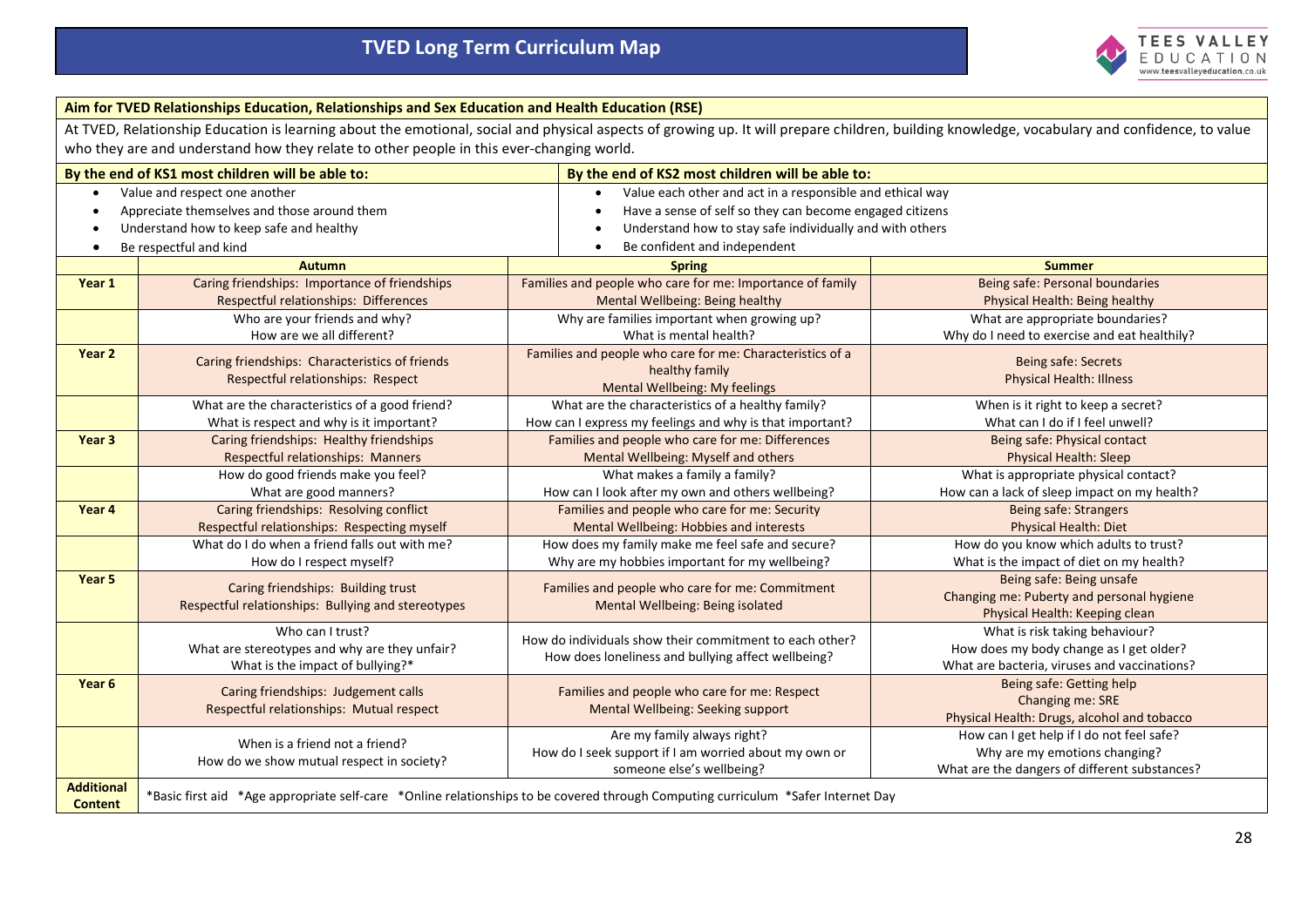# TVED Long Term Curriculum Map

TEES VALLEY EDUCATION
www.teesvalleyeducation.co.uk

**Aim for TVED Relationships Education, Relationships and Sex Education and Health Education (RSE)**

At TVED, Relationship Education is learning about the emotional, social and physical aspects of growing up. It will prepare children, building knowledge, vocabulary and confidence, to value who they are and understand how they relate to other people in this ever-changing world.

**By the end of KS1 most children will be able to:**

- Value and respect one another
- Appreciate themselves and those around them
- Understand how to keep safe and healthy
- Be respectful and kind

**By the end of KS2 most children will be able to:**

- Value each other and act in a responsible and ethical way
- Have a sense of self so they can become engaged citizens
- Understand how to stay safe individually and with others
- Be confident and independent

| | Autumn | Spring | Summer |
|---|---|---|---|
| **Year 1** | Caring friendships: Importance of friendships<br>Respectful relationships: Differences | Families and people who care for me: Importance of family<br>Mental Wellbeing: Being healthy | Being safe: Personal boundaries<br>Physical Health: Being healthy |
| | Who are your friends and why?<br>How are we all different? | Why are families important when growing up?<br>What is mental health? | What are appropriate boundaries?<br>Why do I need to exercise and eat healthily? |
| **Year 2** | Caring friendships: Characteristics of friends<br>Respectful relationships: Respect | Families and people who care for me: Characteristics of a healthy family<br>Mental Wellbeing: My feelings | Being safe: Secrets<br>Physical Health: Illness |
| | What are the characteristics of a good friend?<br>What is respect and why is it important? | What are the characteristics of a healthy family?<br>How can I express my feelings and why is that important? | When is it right to keep a secret?<br>What can I do if I feel unwell? |
| **Year 3** | Caring friendships: Healthy friendships<br>Respectful relationships: Manners | Families and people who care for me: Differences<br>Mental Wellbeing: Myself and others | Being safe: Physical contact<br>Physical Health: Sleep |
| | How do good friends make you feel?<br>What are good manners? | What makes a family a family?<br>How can I look after my own and others wellbeing? | What is appropriate physical contact?<br>How can a lack of sleep impact on my health? |
| **Year 4** | Caring friendships: Resolving conflict<br>Respectful relationships: Respecting myself | Families and people who care for me: Security<br>Mental Wellbeing: Hobbies and interests | Being safe: Strangers<br>Physical Health: Diet |
| | What do I do when a friend falls out with me?<br>How do I respect myself? | How does my family make me feel safe and secure?<br>Why are my hobbies important for my wellbeing? | How do you know which adults to trust?<br>What is the impact of diet on my health? |
| **Year 5** | Caring friendships: Building trust<br>Respectful relationships: Bullying and stereotypes | Families and people who care for me: Commitment<br>Mental Wellbeing: Being isolated | Being safe: Being unsafe<br>Changing me: Puberty and personal hygiene<br>Physical Health: Keeping clean |
| | Who can I trust?<br>What are stereotypes and why are they unfair?<br>What is the impact of bullying?* | How do individuals show their commitment to each other?<br>How does loneliness and bullying affect wellbeing? | What is risk taking behaviour?<br>How does my body change as I get older?<br>What are bacteria, viruses and vaccinations? |
| **Year 6** | Caring friendships: Judgement calls<br>Respectful relationships: Mutual respect | Families and people who care for me: Respect<br>Mental Wellbeing: Seeking support | Being safe: Getting help<br>Changing me: SRE<br>Physical Health: Drugs, alcohol and tobacco |
| | When is a friend not a friend?<br>How do we show mutual respect in society? | Are my family always right?<br>How do I seek support if I am worried about my own or someone else's wellbeing? | How can I get help if I do not feel safe?<br>Why are my emotions changing?<br>What are the dangers of different substances? |
| **Additional Content** | *Basic first aid *Age appropriate self-care *Online relationships to be covered through Computing curriculum *Safer Internet Day | | |